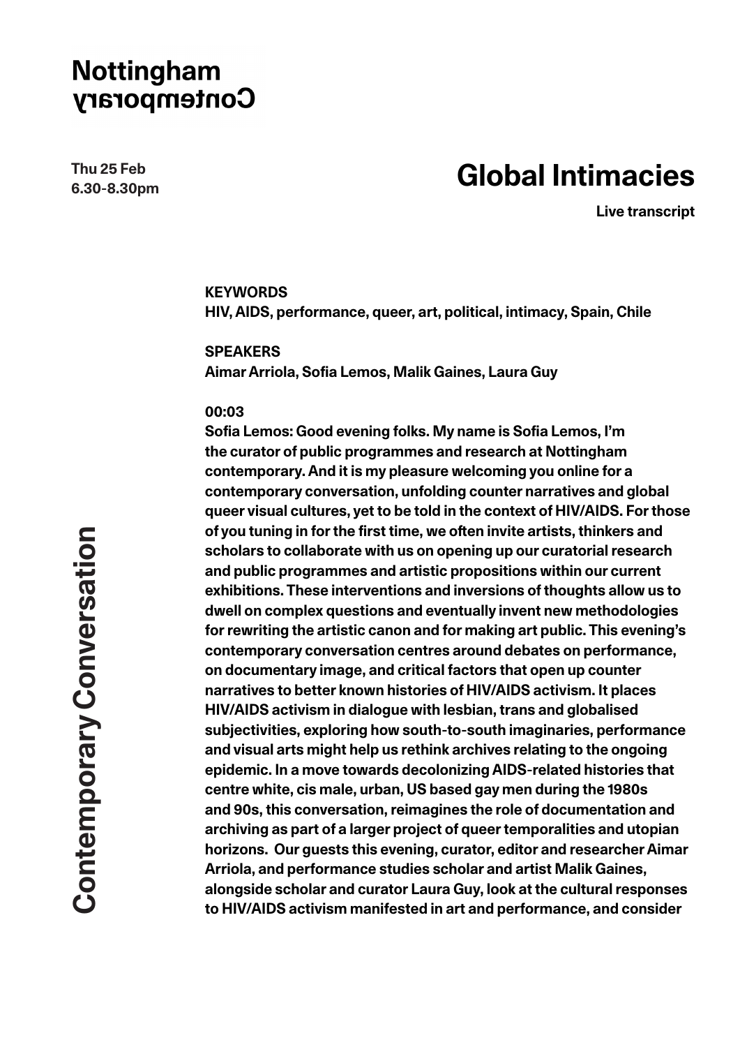Nottingham Contemporary

Thu 25 Feb
6.30-8.30pm

# Global Intimacies

**Live transcript**

**KEYWORDS**
**HIV, AIDS, performance, queer, art, political, intimacy, Spain, Chile**

**SPEAKERS**
**Aimar Arriola, Sofia Lemos, Malik Gaines, Laura Guy**

**00:03**
**Sofia Lemos: Good evening folks. My name is Sofia Lemos, I'm the curator of public programmes and research at Nottingham contemporary. And it is my pleasure welcoming you online for a contemporary conversation, unfolding counter narratives and global queer visual cultures, yet to be told in the context of HIV/AIDS. For those of you tuning in for the first time, we often invite artists, thinkers and scholars to collaborate with us on opening up our curatorial research and public programmes and artistic propositions within our current exhibitions. These interventions and inversions of thoughts allow us to dwell on complex questions and eventually invent new methodologies for rewriting the artistic canon and for making art public. This evening's contemporary conversation centres around debates on performance, on documentary image, and critical factors that open up counter narratives to better known histories of HIV/AIDS activism. It places HIV/AIDS activism in dialogue with lesbian, trans and globalised subjectivities, exploring how south-to-south imaginaries, performance and visual arts might help us rethink archives relating to the ongoing epidemic. In a move towards decolonizing AIDS-related histories that centre white, cis male, urban, US based gay men during the 1980s and 90s, this conversation, reimagines the role of documentation and archiving as part of a larger project of queer temporalities and utopian horizons. Our guests this evening, curator, editor and researcher Aimar Arriola, and performance studies scholar and artist Malik Gaines, alongside scholar and curator Laura Guy, look at the cultural responses to HIV/AIDS activism manifested in art and performance, and consider**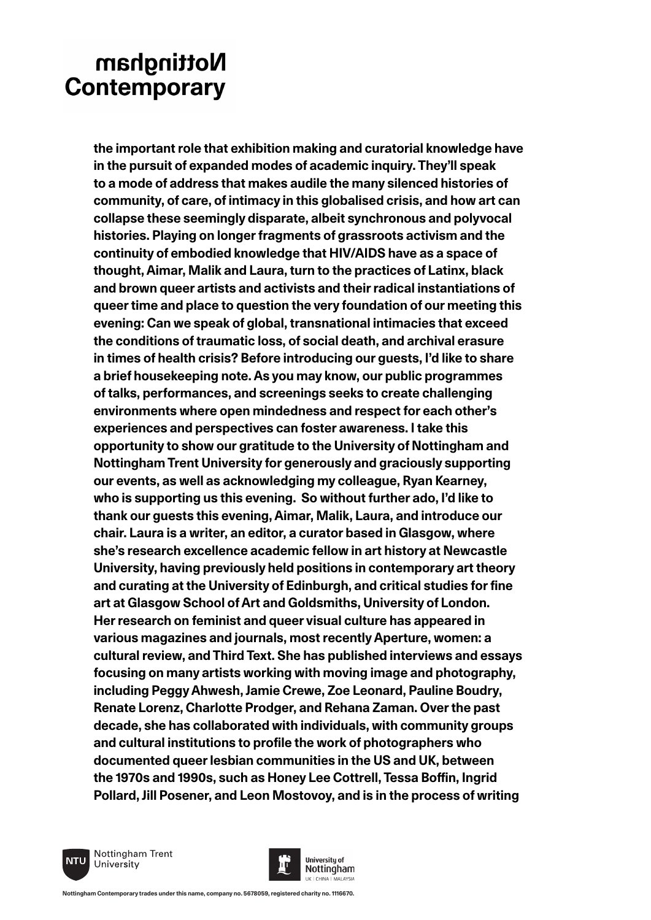the important role that exhibition making and curatorial knowledge have in the pursuit of expanded modes of academic inquiry. They'll speak to a mode of address that makes audile the many silenced histories of community, of care, of intimacy in this globalised crisis, and how art can collapse these seemingly disparate, albeit synchronous and polyvocal histories. Playing on longer fragments of grassroots activism and the continuity of embodied knowledge that HIV/AIDS have as a space of thought, Aimar, Malik and Laura, turn to the practices of Latinx, black and brown queer artists and activists and their radical instantiations of queer time and place to question the very foundation of our meeting this evening: Can we speak of global, transnational intimacies that exceed the conditions of traumatic loss, of social death, and archival erasure in times of health crisis? Before introducing our guests, I'd like to share a brief housekeeping note. As you may know, our public programmes of talks, performances, and screenings seeks to create challenging environments where open mindedness and respect for each other's experiences and perspectives can foster awareness. I take this opportunity to show our gratitude to the University of Nottingham and Nottingham Trent University for generously and graciously supporting our events, as well as acknowledging my colleague, Ryan Kearney, who is supporting us this evening. So without further ado, I'd like to thank our guests this evening, Aimar, Malik, Laura, and introduce our chair. Laura is a writer, an editor, a curator based in Glasgow, where she's research excellence academic fellow in art history at Newcastle University, having previously held positions in contemporary art theory and curating at the University of Edinburgh, and critical studies for fine art at Glasgow School of Art and Goldsmiths, University of London. Her research on feminist and queer visual culture has appeared in various magazines and journals, most recently Aperture, women: a cultural review, and Third Text. She has published interviews and essays focusing on many artists working with moving image and photography, including Peggy Ahwesh, Jamie Crewe, Zoe Leonard, Pauline Boudry, Renate Lorenz, Charlotte Prodger, and Rehana Zaman. Over the past decade, she has collaborated with individuals, with community groups and cultural institutions to profile the work of photographers who documented queer lesbian communities in the US and UK, between the 1970s and 1990s, such as Honey Lee Cottrell, Tessa Boffin, Ingrid Pollard, Jill Posener, and Leon Mostovoy, and is in the process of writing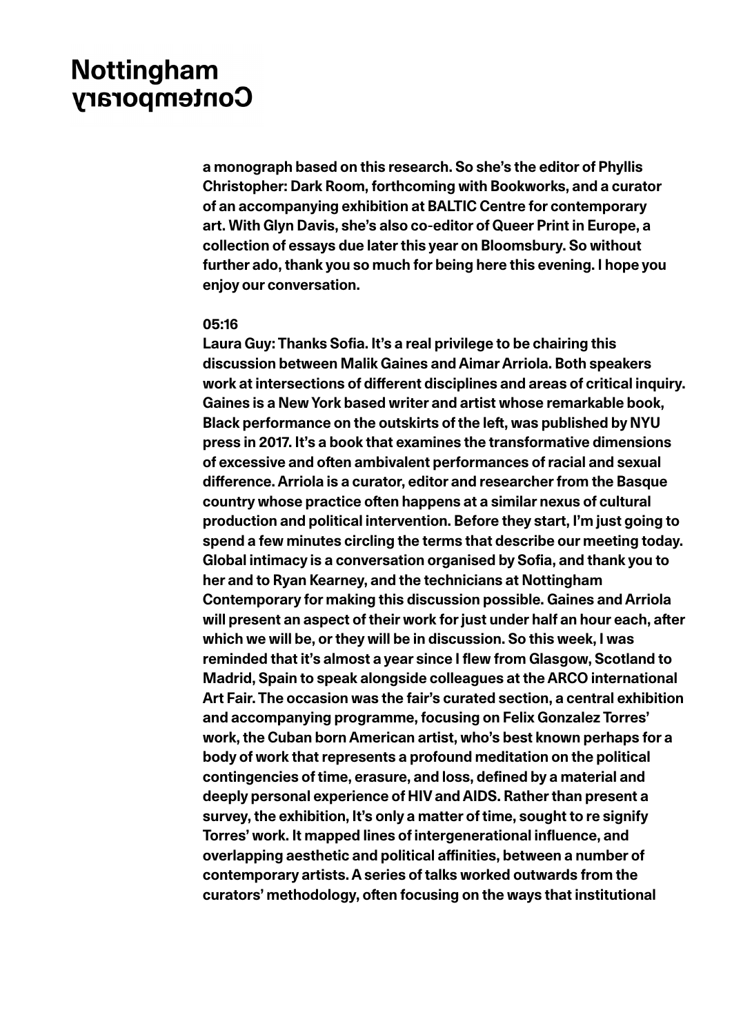a monograph based on this research. So she's the editor of Phyllis Christopher: Dark Room, forthcoming with Bookworks, and a curator of an accompanying exhibition at BALTIC Centre for contemporary art. With Glyn Davis, she's also co-editor of Queer Print in Europe, a collection of essays due later this year on Bloomsbury. So without further ado, thank you so much for being here this evening. I hope you enjoy our conversation.

05:16

Laura Guy: Thanks Sofia. It's a real privilege to be chairing this discussion between Malik Gaines and Aimar Arriola. Both speakers work at intersections of different disciplines and areas of critical inquiry. Gaines is a New York based writer and artist whose remarkable book, Black performance on the outskirts of the left, was published by NYU press in 2017. It's a book that examines the transformative dimensions of excessive and often ambivalent performances of racial and sexual difference. Arriola is a curator, editor and researcher from the Basque country whose practice often happens at a similar nexus of cultural production and political intervention. Before they start, I'm just going to spend a few minutes circling the terms that describe our meeting today. Global intimacy is a conversation organised by Sofia, and thank you to her and to Ryan Kearney, and the technicians at Nottingham Contemporary for making this discussion possible. Gaines and Arriola will present an aspect of their work for just under half an hour each, after which we will be, or they will be in discussion. So this week, I was reminded that it's almost a year since I flew from Glasgow, Scotland to Madrid, Spain to speak alongside colleagues at the ARCO international Art Fair. The occasion was the fair's curated section, a central exhibition and accompanying programme, focusing on Felix Gonzalez Torres' work, the Cuban born American artist, who's best known perhaps for a body of work that represents a profound meditation on the political contingencies of time, erasure, and loss, defined by a material and deeply personal experience of HIV and AIDS. Rather than present a survey, the exhibition, It's only a matter of time, sought to re signify Torres' work. It mapped lines of intergenerational influence, and overlapping aesthetic and political affinities, between a number of contemporary artists. A series of talks worked outwards from the curators' methodology, often focusing on the ways that institutional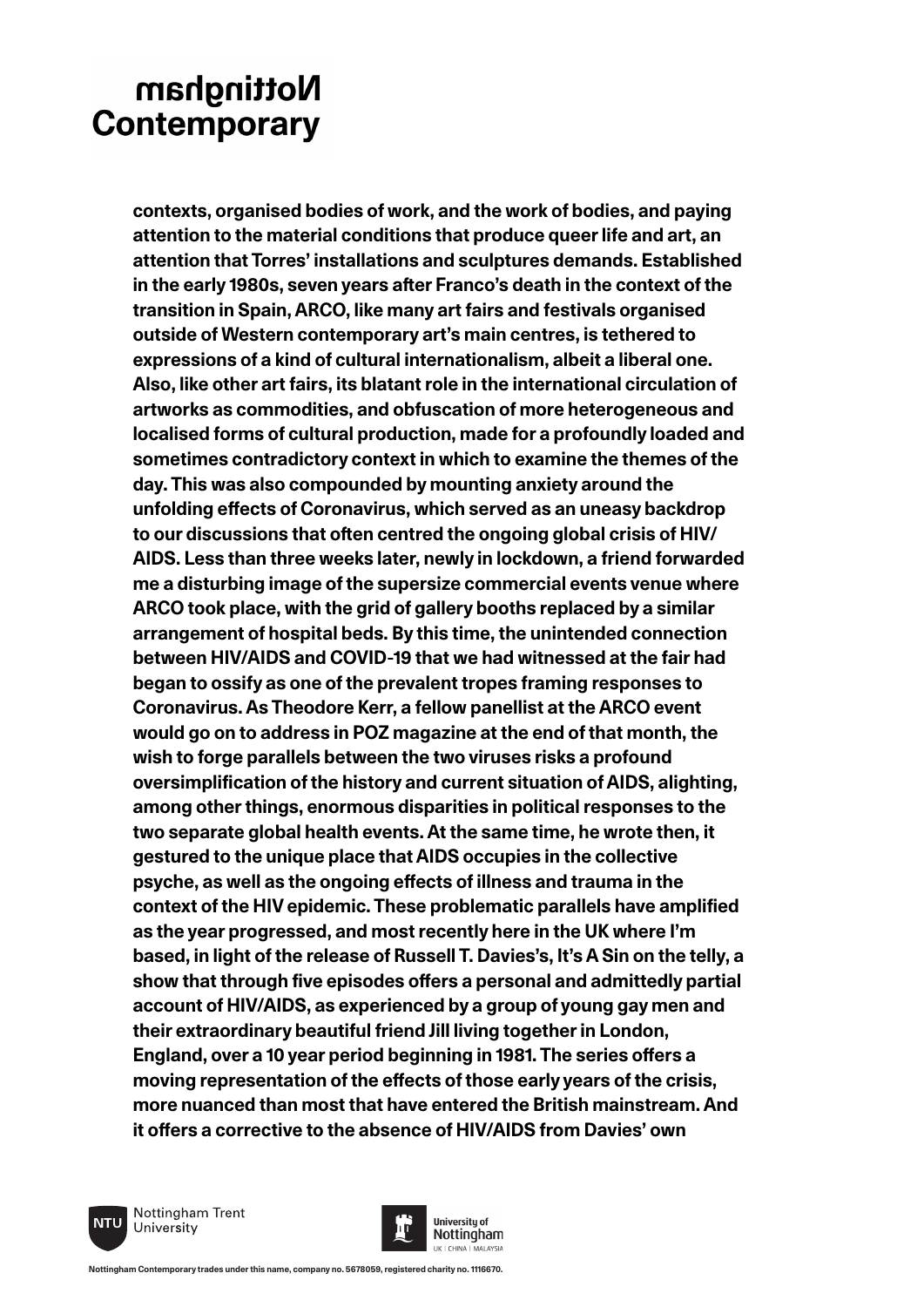contexts, organised bodies of work, and the work of bodies, and paying attention to the material conditions that produce queer life and art, an attention that Torres' installations and sculptures demands. Established in the early 1980s, seven years after Franco's death in the context of the transition in Spain, ARCO, like many art fairs and festivals organised outside of Western contemporary art's main centres, is tethered to expressions of a kind of cultural internationalism, albeit a liberal one. Also, like other art fairs, its blatant role in the international circulation of artworks as commodities, and obfuscation of more heterogeneous and localised forms of cultural production, made for a profoundly loaded and sometimes contradictory context in which to examine the themes of the day. This was also compounded by mounting anxiety around the unfolding effects of Coronavirus, which served as an uneasy backdrop to our discussions that often centred the ongoing global crisis of HIV/AIDS. Less than three weeks later, newly in lockdown, a friend forwarded me a disturbing image of the supersize commercial events venue where ARCO took place, with the grid of gallery booths replaced by a similar arrangement of hospital beds. By this time, the unintended connection between HIV/AIDS and COVID-19 that we had witnessed at the fair had began to ossify as one of the prevalent tropes framing responses to Coronavirus. As Theodore Kerr, a fellow panellist at the ARCO event would go on to address in POZ magazine at the end of that month, the wish to forge parallels between the two viruses risks a profound oversimplification of the history and current situation of AIDS, alighting, among other things, enormous disparities in political responses to the two separate global health events. At the same time, he wrote then, it gestured to the unique place that AIDS occupies in the collective psyche, as well as the ongoing effects of illness and trauma in the context of the HIV epidemic. These problematic parallels have amplified as the year progressed, and most recently here in the UK where I'm based, in light of the release of Russell T. Davies's, It's A Sin on the telly, a show that through five episodes offers a personal and admittedly partial account of HIV/AIDS, as experienced by a group of young gay men and their extraordinary beautiful friend Jill living together in London, England, over a 10 year period beginning in 1981. The series offers a moving representation of the effects of those early years of the crisis, more nuanced than most that have entered the British mainstream. And it offers a corrective to the absence of HIV/AIDS from Davies' own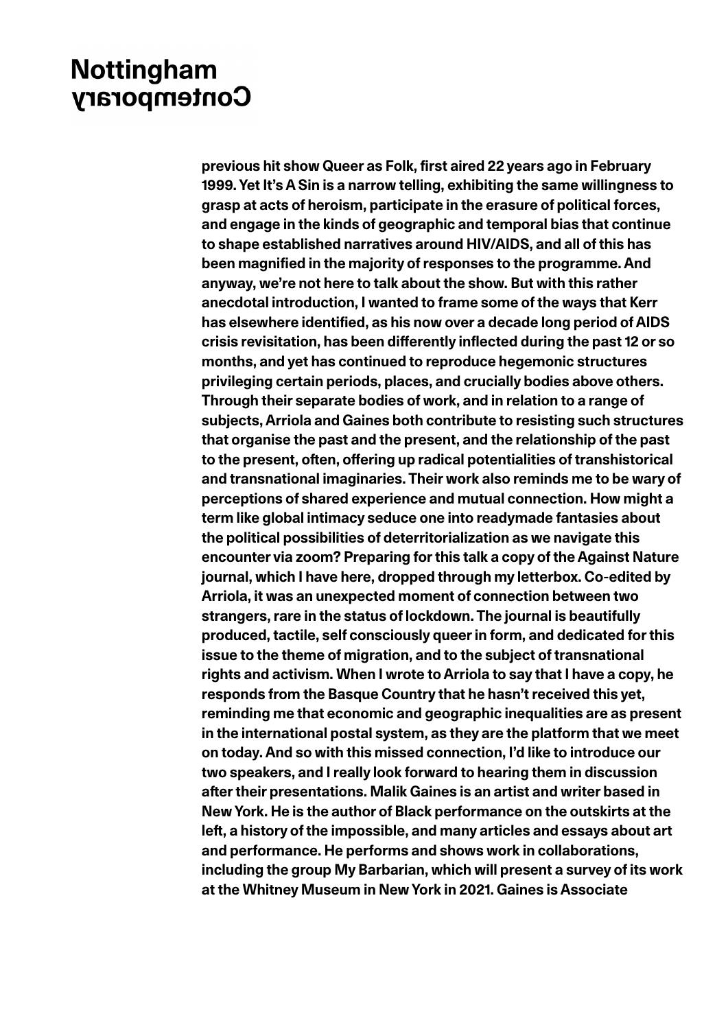previous hit show Queer as Folk, first aired 22 years ago in February 1999. Yet It's A Sin is a narrow telling, exhibiting the same willingness to grasp at acts of heroism, participate in the erasure of political forces, and engage in the kinds of geographic and temporal bias that continue to shape established narratives around HIV/AIDS, and all of this has been magnified in the majority of responses to the programme. And anyway, we're not here to talk about the show. But with this rather anecdotal introduction, I wanted to frame some of the ways that Kerr has elsewhere identified, as his now over a decade long period of AIDS crisis revisitation, has been differently inflected during the past 12 or so months, and yet has continued to reproduce hegemonic structures privileging certain periods, places, and crucially bodies above others. Through their separate bodies of work, and in relation to a range of subjects, Arriola and Gaines both contribute to resisting such structures that organise the past and the present, and the relationship of the past to the present, often, offering up radical potentialities of transhistorical and transnational imaginaries. Their work also reminds me to be wary of perceptions of shared experience and mutual connection. How might a term like global intimacy seduce one into readymade fantasies about the political possibilities of deterritorialization as we navigate this encounter via zoom? Preparing for this talk a copy of the Against Nature journal, which I have here, dropped through my letterbox. Co-edited by Arriola, it was an unexpected moment of connection between two strangers, rare in the status of lockdown. The journal is beautifully produced, tactile, self consciously queer in form, and dedicated for this issue to the theme of migration, and to the subject of transnational rights and activism. When I wrote to Arriola to say that I have a copy, he responds from the Basque Country that he hasn't received this yet, reminding me that economic and geographic inequalities are as present in the international postal system, as they are the platform that we meet on today. And so with this missed connection, I'd like to introduce our two speakers, and I really look forward to hearing them in discussion after their presentations. Malik Gaines is an artist and writer based in New York. He is the author of Black performance on the outskirts at the left, a history of the impossible, and many articles and essays about art and performance. He performs and shows work in collaborations, including the group My Barbarian, which will present a survey of its work at the Whitney Museum in New York in 2021. Gaines is Associate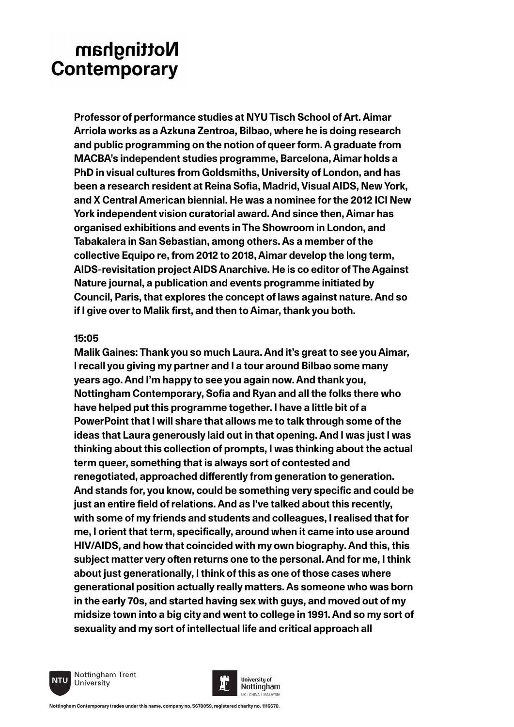Professor of performance studies at NYU Tisch School of Art. Aimar Arriola works as a Azkuna Zentroa, Bilbao, where he is doing research and public programming on the notion of queer form. A graduate from MACBA's independent studies programme, Barcelona, Aimar holds a PhD in visual cultures from Goldsmiths, University of London, and has been a research resident at Reina Sofia, Madrid, Visual AIDS, New York, and X Central American biennial. He was a nominee for the 2012 ICI New York independent vision curatorial award. And since then, Aimar has organised exhibitions and events in The Showroom in London, and Tabakalera in San Sebastian, among others. As a member of the collective Equipo re, from 2012 to 2018, Aimar develop the long term, AIDS-revisitation project AIDS Anarchive. He is co editor of The Against Nature journal, a publication and events programme initiated by Council, Paris, that explores the concept of laws against nature. And so if I give over to Malik first, and then to Aimar, thank you both.

15:05

Malik Gaines: Thank you so much Laura. And it's great to see you Aimar, I recall you giving my partner and I a tour around Bilbao some many years ago. And I'm happy to see you again now. And thank you, Nottingham Contemporary, Sofia and Ryan and all the folks there who have helped put this programme together. I have a little bit of a PowerPoint that I will share that allows me to talk through some of the ideas that Laura generously laid out in that opening. And I was just I was thinking about this collection of prompts, I was thinking about the actual term queer, something that is always sort of contested and renegotiated, approached differently from generation to generation. And stands for, you know, could be something very specific and could be just an entire field of relations. And as I've talked about this recently, with some of my friends and students and colleagues, I realised that for me, I orient that term, specifically, around when it came into use around HIV/AIDS, and how that coincided with my own biography. And this, this subject matter very often returns one to the personal. And for me, I think about just generationally, I think of this as one of those cases where generational position actually really matters. As someone who was born in the early 70s, and started having sex with guys, and moved out of my midsize town into a big city and went to college in 1991. And so my sort of sexuality and my sort of intellectual life and critical approach all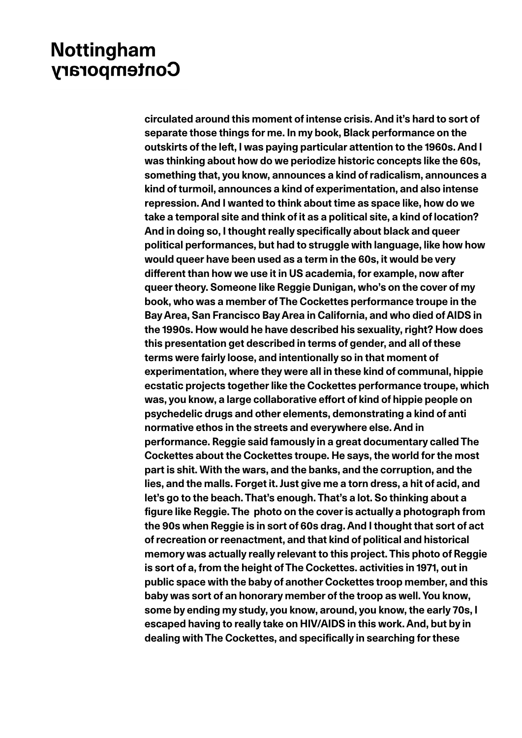circulated around this moment of intense crisis. And it's hard to sort of separate those things for me. In my book, Black performance on the outskirts of the left, I was paying particular attention to the 1960s. And I was thinking about how do we periodize historic concepts like the 60s, something that, you know, announces a kind of radicalism, announces a kind of turmoil, announces a kind of experimentation, and also intense repression. And I wanted to think about time as space like, how do we take a temporal site and think of it as a political site, a kind of location? And in doing so, I thought really specifically about black and queer political performances, but had to struggle with language, like how how would queer have been used as a term in the 60s, it would be very different than how we use it in US academia, for example, now after queer theory. Someone like Reggie Dunigan, who's on the cover of my book, who was a member of The Cockettes performance troupe in the Bay Area, San Francisco Bay Area in California, and who died of AIDS in the 1990s. How would he have described his sexuality, right? How does this presentation get described in terms of gender, and all of these terms were fairly loose, and intentionally so in that moment of experimentation, where they were all in these kind of communal, hippie ecstatic projects together like the Cockettes performance troupe, which was, you know, a large collaborative effort of kind of hippie people on psychedelic drugs and other elements, demonstrating a kind of anti normative ethos in the streets and everywhere else. And in performance. Reggie said famously in a great documentary called The Cockettes about the Cockettes troupe. He says, the world for the most part is shit. With the wars, and the banks, and the corruption, and the lies, and the malls. Forget it. Just give me a torn dress, a hit of acid, and let's go to the beach. That's enough. That's a lot. So thinking about a figure like Reggie. The photo on the cover is actually a photograph from the 90s when Reggie is in sort of 60s drag. And I thought that sort of act of recreation or reenactment, and that kind of political and historical memory was actually really relevant to this project. This photo of Reggie is sort of a, from the height of The Cockettes. activities in 1971, out in public space with the baby of another Cockettes troop member, and this baby was sort of an honorary member of the troop as well. You know, some by ending my study, you know, around, you know, the early 70s, I escaped having to really take on HIV/AIDS in this work. And, but by in dealing with The Cockettes, and specifically in searching for these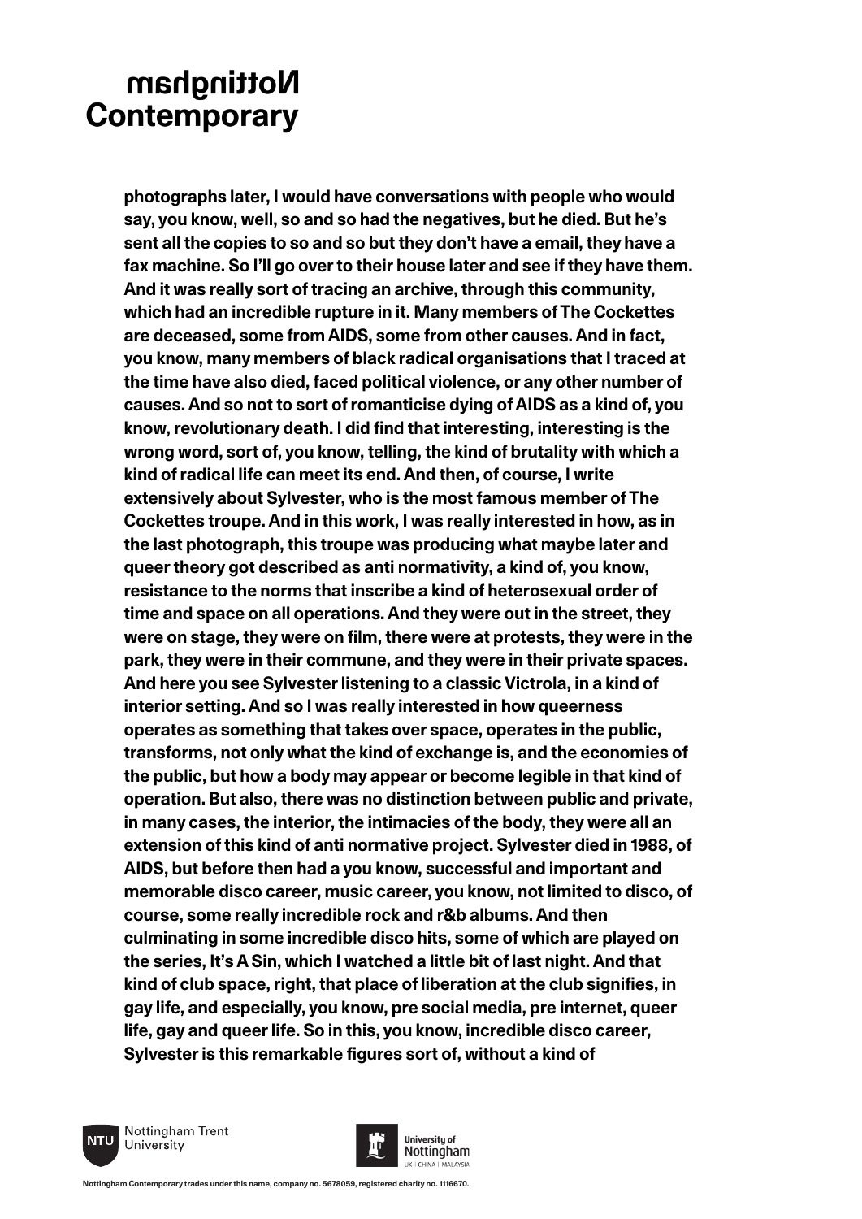photographs later, I would have conversations with people who would say, you know, well, so and so had the negatives, but he died. But he's sent all the copies to so and so but they don't have a email, they have a fax machine. So I'll go over to their house later and see if they have them. And it was really sort of tracing an archive, through this community, which had an incredible rupture in it. Many members of The Cockettes are deceased, some from AIDS, some from other causes. And in fact, you know, many members of black radical organisations that I traced at the time have also died, faced political violence, or any other number of causes. And so not to sort of romanticise dying of AIDS as a kind of, you know, revolutionary death. I did find that interesting, interesting is the wrong word, sort of, you know, telling, the kind of brutality with which a kind of radical life can meet its end. And then, of course, I write extensively about Sylvester, who is the most famous member of The Cockettes troupe. And in this work, I was really interested in how, as in the last photograph, this troupe was producing what maybe later and queer theory got described as anti normativity, a kind of, you know, resistance to the norms that inscribe a kind of heterosexual order of time and space on all operations. And they were out in the street, they were on stage, they were on film, there were at protests, they were in the park, they were in their commune, and they were in their private spaces. And here you see Sylvester listening to a classic Victrola, in a kind of interior setting. And so I was really interested in how queerness operates as something that takes over space, operates in the public, transforms, not only what the kind of exchange is, and the economies of the public, but how a body may appear or become legible in that kind of operation. But also, there was no distinction between public and private, in many cases, the interior, the intimacies of the body, they were all an extension of this kind of anti normative project. Sylvester died in 1988, of AIDS, but before then had a you know, successful and important and memorable disco career, music career, you know, not limited to disco, of course, some really incredible rock and r&b albums. And then culminating in some incredible disco hits, some of which are played on the series, It's A Sin, which I watched a little bit of last night. And that kind of club space, right, that place of liberation at the club signifies, in gay life, and especially, you know, pre social media, pre internet, queer life, gay and queer life. So in this, you know, incredible disco career, Sylvester is this remarkable figures sort of, without a kind of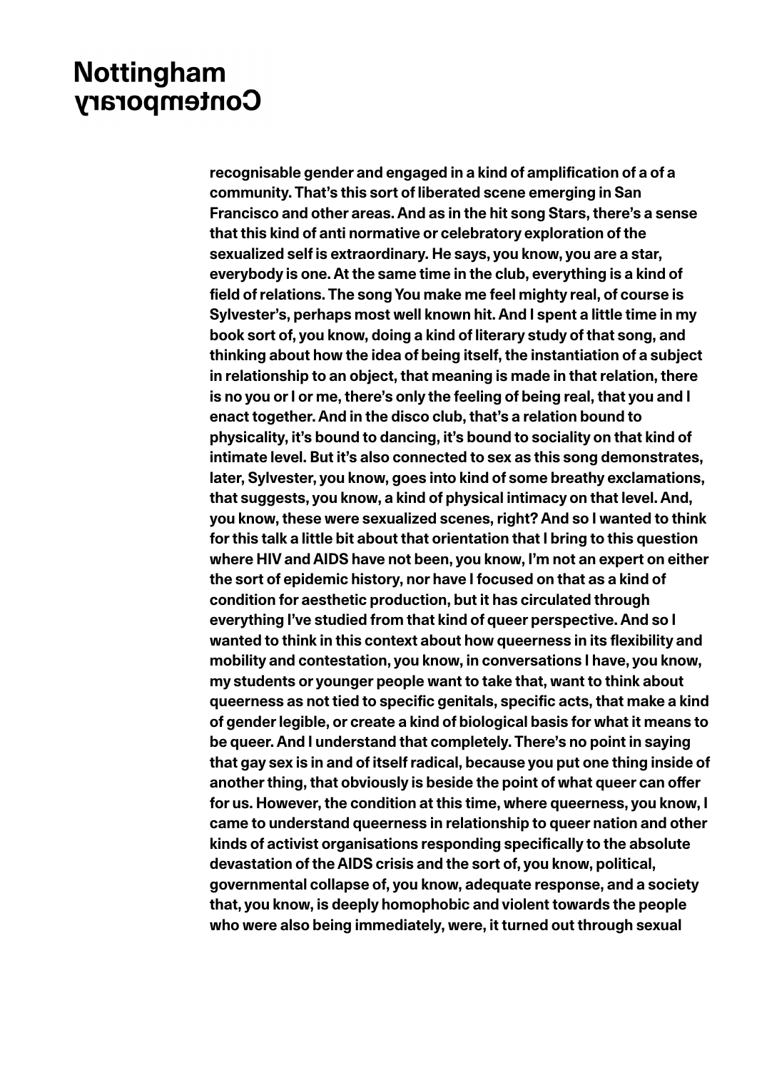recognisable gender and engaged in a kind of amplification of a of a community. That's this sort of liberated scene emerging in San Francisco and other areas. And as in the hit song Stars, there's a sense that this kind of anti normative or celebratory exploration of the sexualized self is extraordinary. He says, you know, you are a star, everybody is one. At the same time in the club, everything is a kind of field of relations. The song You make me feel mighty real, of course is Sylvester's, perhaps most well known hit. And I spent a little time in my book sort of, you know, doing a kind of literary study of that song, and thinking about how the idea of being itself, the instantiation of a subject in relationship to an object, that meaning is made in that relation, there is no you or I or me, there's only the feeling of being real, that you and I enact together. And in the disco club, that's a relation bound to physicality, it's bound to dancing, it's bound to sociality on that kind of intimate level. But it's also connected to sex as this song demonstrates, later, Sylvester, you know, goes into kind of some breathy exclamations, that suggests, you know, a kind of physical intimacy on that level. And, you know, these were sexualized scenes, right? And so I wanted to think for this talk a little bit about that orientation that I bring to this question where HIV and AIDS have not been, you know, I'm not an expert on either the sort of epidemic history, nor have I focused on that as a kind of condition for aesthetic production, but it has circulated through everything I've studied from that kind of queer perspective. And so I wanted to think in this context about how queerness in its flexibility and mobility and contestation, you know, in conversations I have, you know, my students or younger people want to take that, want to think about queerness as not tied to specific genitals, specific acts, that make a kind of gender legible, or create a kind of biological basis for what it means to be queer. And I understand that completely. There's no point in saying that gay sex is in and of itself radical, because you put one thing inside of another thing, that obviously is beside the point of what queer can offer for us. However, the condition at this time, where queerness, you know, I came to understand queerness in relationship to queer nation and other kinds of activist organisations responding specifically to the absolute devastation of the AIDS crisis and the sort of, you know, political, governmental collapse of, you know, adequate response, and a society that, you know, is deeply homophobic and violent towards the people who were also being immediately, were, it turned out through sexual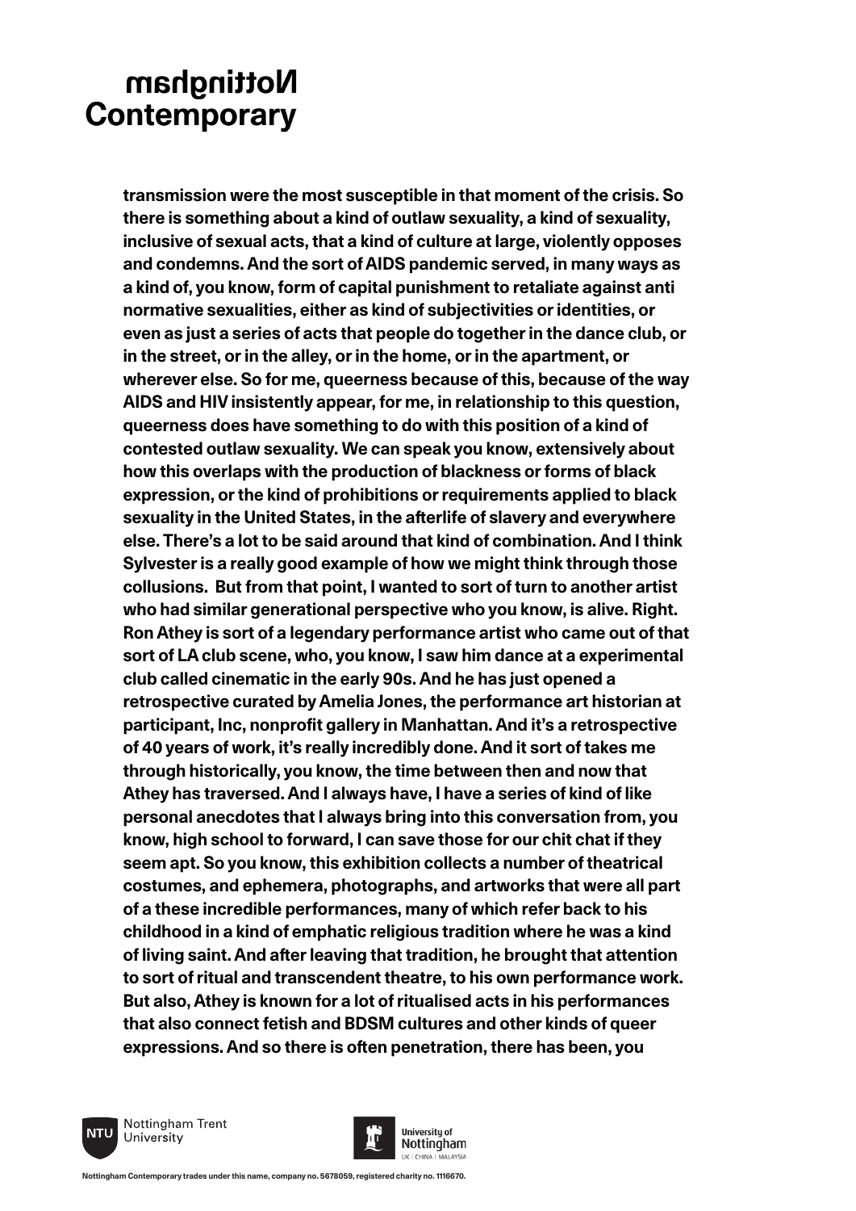**transmission were the most susceptible in that moment of the crisis. So there is something about a kind of outlaw sexuality, a kind of sexuality, inclusive of sexual acts, that a kind of culture at large, violently opposes and condemns. And the sort of AIDS pandemic served, in many ways as a kind of, you know, form of capital punishment to retaliate against anti normative sexualities, either as kind of subjectivities or identities, or even as just a series of acts that people do together in the dance club, or in the street, or in the alley, or in the home, or in the apartment, or wherever else. So for me, queerness because of this, because of the way AIDS and HIV insistently appear, for me, in relationship to this question, queerness does have something to do with this position of a kind of contested outlaw sexuality. We can speak you know, extensively about how this overlaps with the production of blackness or forms of black expression, or the kind of prohibitions or requirements applied to black sexuality in the United States, in the afterlife of slavery and everywhere else. There's a lot to be said around that kind of combination. And I think Sylvester is a really good example of how we might think through those collusions. But from that point, I wanted to sort of turn to another artist who had similar generational perspective who you know, is alive. Right. Ron Athey is sort of a legendary performance artist who came out of that sort of LA club scene, who, you know, I saw him dance at a experimental club called cinematic in the early 90s. And he has just opened a retrospective curated by Amelia Jones, the performance art historian at participant, Inc, nonprofit gallery in Manhattan. And it's a retrospective of 40 years of work, it's really incredibly done. And it sort of takes me through historically, you know, the time between then and now that Athey has traversed. And I always have, I have a series of kind of like personal anecdotes that I always bring into this conversation from, you know, high school to forward, I can save those for our chit chat if they seem apt. So you know, this exhibition collects a number of theatrical costumes, and ephemera, photographs, and artworks that were all part of a these incredible performances, many of which refer back to his childhood in a kind of emphatic religious tradition where he was a kind of living saint. And after leaving that tradition, he brought that attention to sort of ritual and transcendent theatre, to his own performance work. But also, Athey is known for a lot of ritualised acts in his performances that also connect fetish and BDSM cultures and other kinds of queer expressions. And so there is often penetration, there has been, you**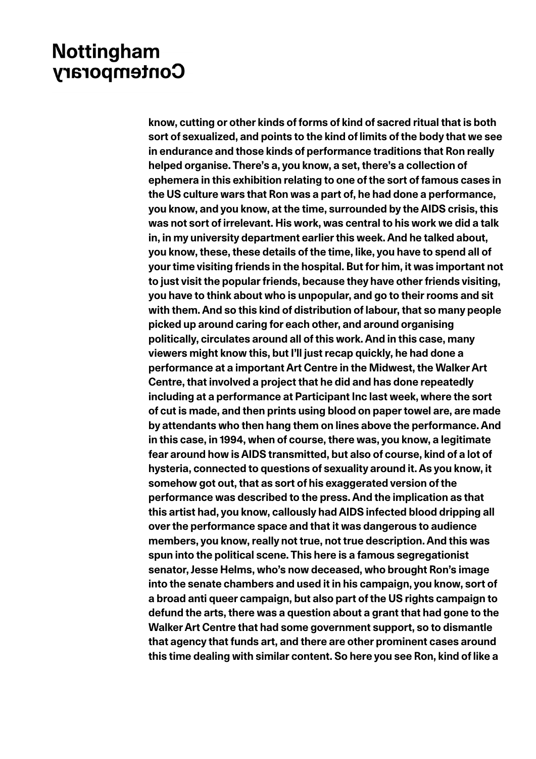know, cutting or other kinds of forms of kind of sacred ritual that is both sort of sexualized, and points to the kind of limits of the body that we see in endurance and those kinds of performance traditions that Ron really helped organise. There's a, you know, a set, there's a collection of ephemera in this exhibition relating to one of the sort of famous cases in the US culture wars that Ron was a part of, he had done a performance, you know, and you know, at the time, surrounded by the AIDS crisis, this was not sort of irrelevant. His work, was central to his work we did a talk in, in my university department earlier this week. And he talked about, you know, these, these details of the time, like, you have to spend all of your time visiting friends in the hospital. But for him, it was important not to just visit the popular friends, because they have other friends visiting, you have to think about who is unpopular, and go to their rooms and sit with them. And so this kind of distribution of labour, that so many people picked up around caring for each other, and around organising politically, circulates around all of this work. And in this case, many viewers might know this, but I'll just recap quickly, he had done a performance at a important Art Centre in the Midwest, the Walker Art Centre, that involved a project that he did and has done repeatedly including at a performance at Participant Inc last week, where the sort of cut is made, and then prints using blood on paper towel are, are made by attendants who then hang them on lines above the performance. And in this case, in 1994, when of course, there was, you know, a legitimate fear around how is AIDS transmitted, but also of course, kind of a lot of hysteria, connected to questions of sexuality around it. As you know, it somehow got out, that as sort of his exaggerated version of the performance was described to the press. And the implication as that this artist had, you know, callously had AIDS infected blood dripping all over the performance space and that it was dangerous to audience members, you know, really not true, not true description. And this was spun into the political scene. This here is a famous segregationist senator, Jesse Helms, who's now deceased, who brought Ron's image into the senate chambers and used it in his campaign, you know, sort of a broad anti queer campaign, but also part of the US rights campaign to defund the arts, there was a question about a grant that had gone to the Walker Art Centre that had some government support, so to dismantle that agency that funds art, and there are other prominent cases around this time dealing with similar content. So here you see Ron, kind of like a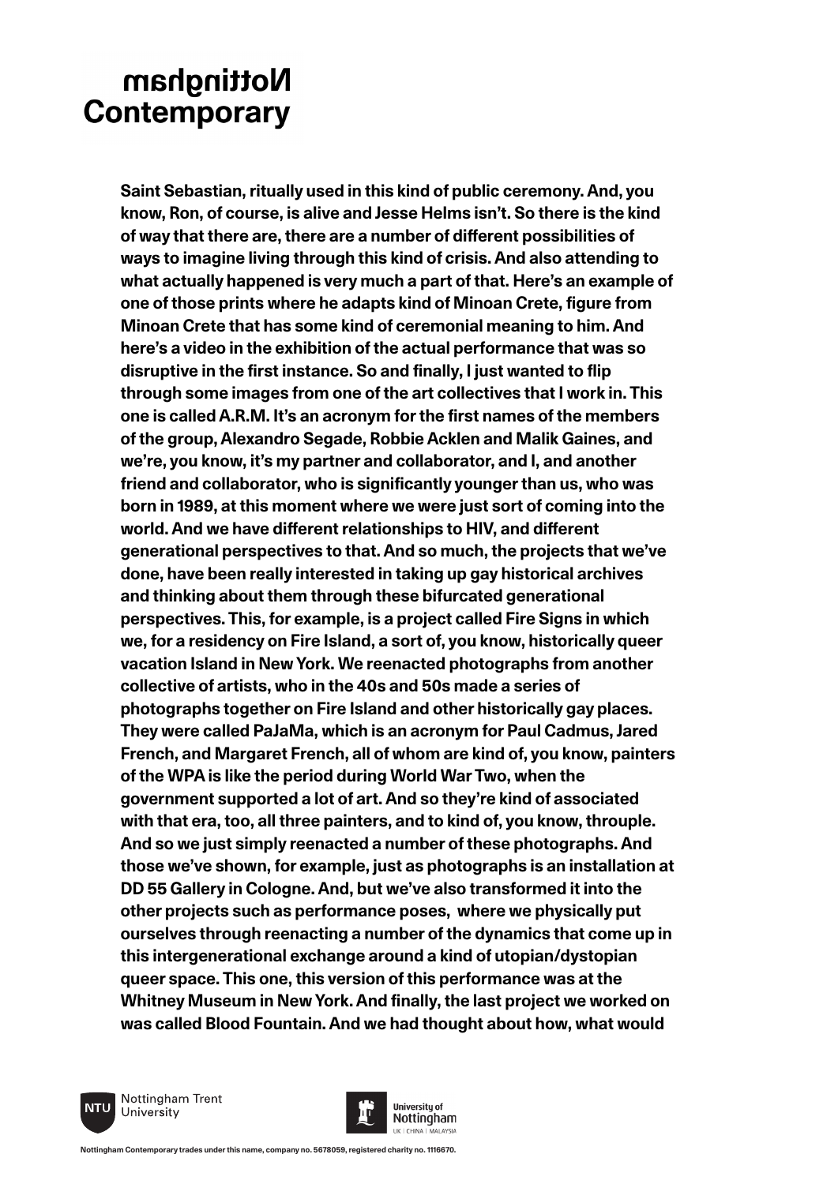Saint Sebastian, ritually used in this kind of public ceremony. And, you know, Ron, of course, is alive and Jesse Helms isn't. So there is the kind of way that there are, there are a number of different possibilities of ways to imagine living through this kind of crisis. And also attending to what actually happened is very much a part of that. Here's an example of one of those prints where he adapts kind of Minoan Crete, figure from Minoan Crete that has some kind of ceremonial meaning to him. And here's a video in the exhibition of the actual performance that was so disruptive in the first instance. So and finally, I just wanted to flip through some images from one of the art collectives that I work in. This one is called A.R.M. It's an acronym for the first names of the members of the group, Alexandro Segade, Robbie Acklen and Malik Gaines, and we're, you know, it's my partner and collaborator, and I, and another friend and collaborator, who is significantly younger than us, who was born in 1989, at this moment where we were just sort of coming into the world. And we have different relationships to HIV, and different generational perspectives to that. And so much, the projects that we've done, have been really interested in taking up gay historical archives and thinking about them through these bifurcated generational perspectives. This, for example, is a project called Fire Signs in which we, for a residency on Fire Island, a sort of, you know, historically queer vacation Island in New York. We reenacted photographs from another collective of artists, who in the 40s and 50s made a series of photographs together on Fire Island and other historically gay places. They were called PaJaMa, which is an acronym for Paul Cadmus, Jared French, and Margaret French, all of whom are kind of, you know, painters of the WPA is like the period during World War Two, when the government supported a lot of art. And so they're kind of associated with that era, too, all three painters, and to kind of, you know, throuple. And so we just simply reenacted a number of these photographs. And those we've shown, for example, just as photographs is an installation at DD 55 Gallery in Cologne. And, but we've also transformed it into the other projects such as performance poses, where we physically put ourselves through reenacting a number of the dynamics that come up in this intergenerational exchange around a kind of utopian/dystopian queer space. This one, this version of this performance was at the Whitney Museum in New York. And finally, the last project we worked on was called Blood Fountain. And we had thought about how, what would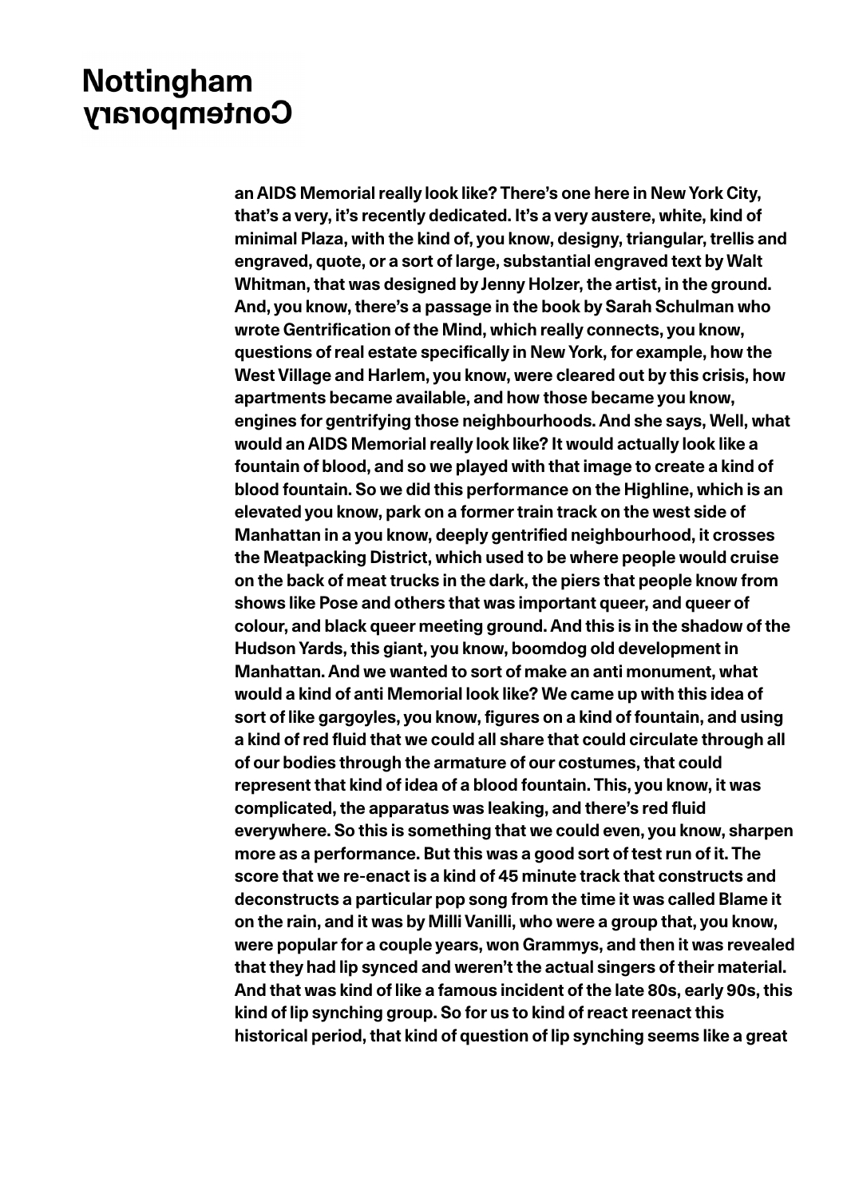an AIDS Memorial really look like? There's one here in New York City, that's a very, it's recently dedicated. It's a very austere, white, kind of minimal Plaza, with the kind of, you know, designy, triangular, trellis and engraved, quote, or a sort of large, substantial engraved text by Walt Whitman, that was designed by Jenny Holzer, the artist, in the ground. And, you know, there's a passage in the book by Sarah Schulman who wrote Gentrification of the Mind, which really connects, you know, questions of real estate specifically in New York, for example, how the West Village and Harlem, you know, were cleared out by this crisis, how apartments became available, and how those became you know, engines for gentrifying those neighbourhoods. And she says, Well, what would an AIDS Memorial really look like? It would actually look like a fountain of blood, and so we played with that image to create a kind of blood fountain. So we did this performance on the Highline, which is an elevated you know, park on a former train track on the west side of Manhattan in a you know, deeply gentrified neighbourhood, it crosses the Meatpacking District, which used to be where people would cruise on the back of meat trucks in the dark, the piers that people know from shows like Pose and others that was important queer, and queer of colour, and black queer meeting ground. And this is in the shadow of the Hudson Yards, this giant, you know, boomdog old development in Manhattan. And we wanted to sort of make an anti monument, what would a kind of anti Memorial look like? We came up with this idea of sort of like gargoyles, you know, figures on a kind of fountain, and using a kind of red fluid that we could all share that could circulate through all of our bodies through the armature of our costumes, that could represent that kind of idea of a blood fountain. This, you know, it was complicated, the apparatus was leaking, and there's red fluid everywhere. So this is something that we could even, you know, sharpen more as a performance. But this was a good sort of test run of it. The score that we re-enact is a kind of 45 minute track that constructs and deconstructs a particular pop song from the time it was called Blame it on the rain, and it was by Milli Vanilli, who were a group that, you know, were popular for a couple years, won Grammys, and then it was revealed that they had lip synced and weren't the actual singers of their material. And that was kind of like a famous incident of the late 80s, early 90s, this kind of lip synching group. So for us to kind of react reenact this historical period, that kind of question of lip synching seems like a great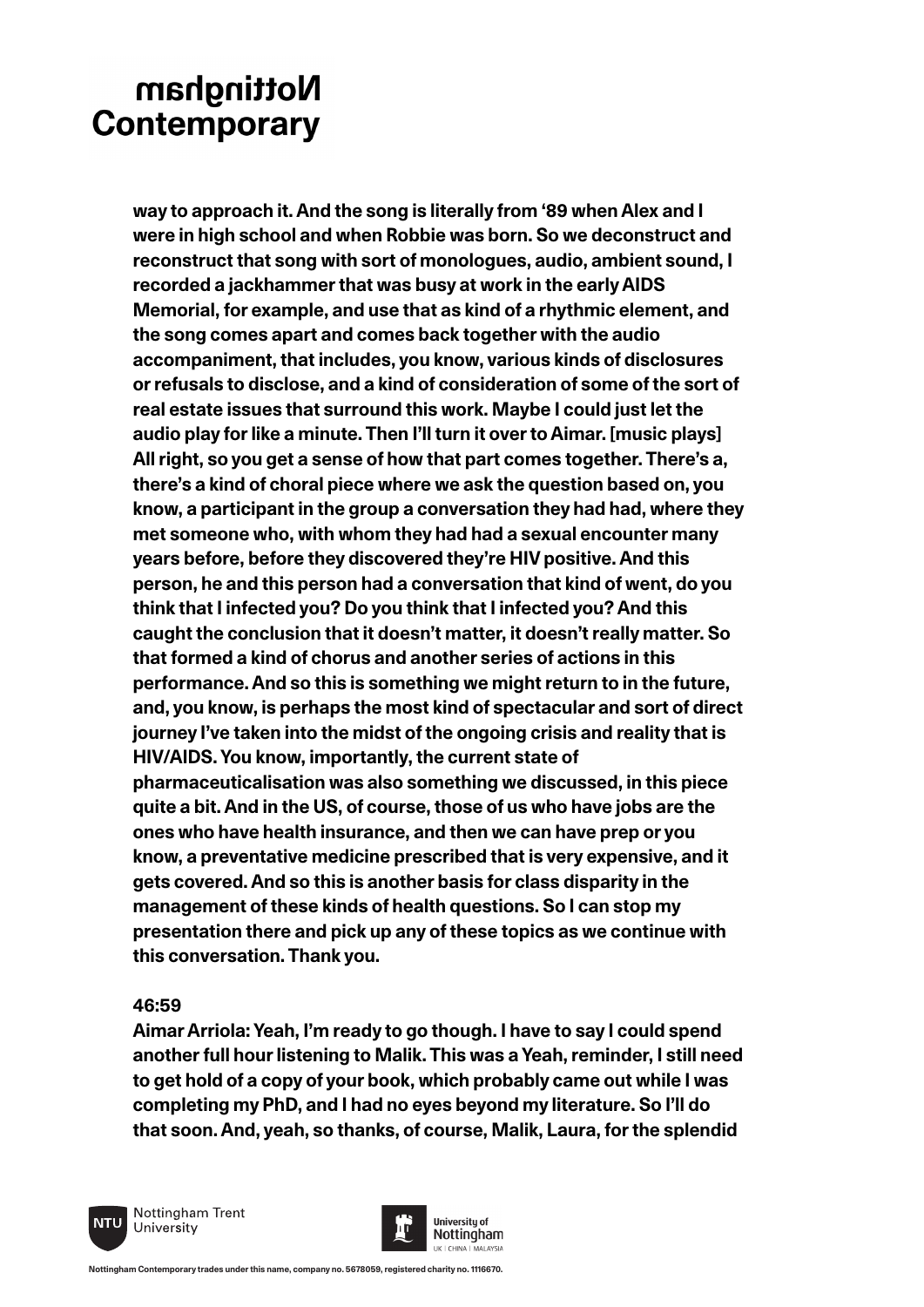**way to approach it. And the song is literally from '89 when Alex and I were in high school and when Robbie was born. So we deconstruct and reconstruct that song with sort of monologues, audio, ambient sound, I recorded a jackhammer that was busy at work in the early AIDS Memorial, for example, and use that as kind of a rhythmic element, and the song comes apart and comes back together with the audio accompaniment, that includes, you know, various kinds of disclosures or refusals to disclose, and a kind of consideration of some of the sort of real estate issues that surround this work. Maybe I could just let the audio play for like a minute. Then I'll turn it over to Aimar. [music plays] All right, so you get a sense of how that part comes together. There's a, there's a kind of choral piece where we ask the question based on, you know, a participant in the group a conversation they had had, where they met someone who, with whom they had had a sexual encounter many years before, before they discovered they're HIV positive. And this person, he and this person had a conversation that kind of went, do you think that I infected you? Do you think that I infected you? And this caught the conclusion that it doesn't matter, it doesn't really matter. So that formed a kind of chorus and another series of actions in this performance. And so this is something we might return to in the future, and, you know, is perhaps the most kind of spectacular and sort of direct journey I've taken into the midst of the ongoing crisis and reality that is HIV/AIDS. You know, importantly, the current state of pharmaceuticalisation was also something we discussed, in this piece quite a bit. And in the US, of course, those of us who have jobs are the ones who have health insurance, and then we can have prep or you know, a preventative medicine prescribed that is very expensive, and it gets covered. And so this is another basis for class disparity in the management of these kinds of health questions. So I can stop my presentation there and pick up any of these topics as we continue with this conversation. Thank you.**

**46:59**
**Aimar Arriola: Yeah, I'm ready to go though. I have to say I could spend another full hour listening to Malik. This was a Yeah, reminder, I still need to get hold of a copy of your book, which probably came out while I was completing my PhD, and I had no eyes beyond my literature. So I'll do that soon. And, yeah, so thanks, of course, Malik, Laura, for the splendid**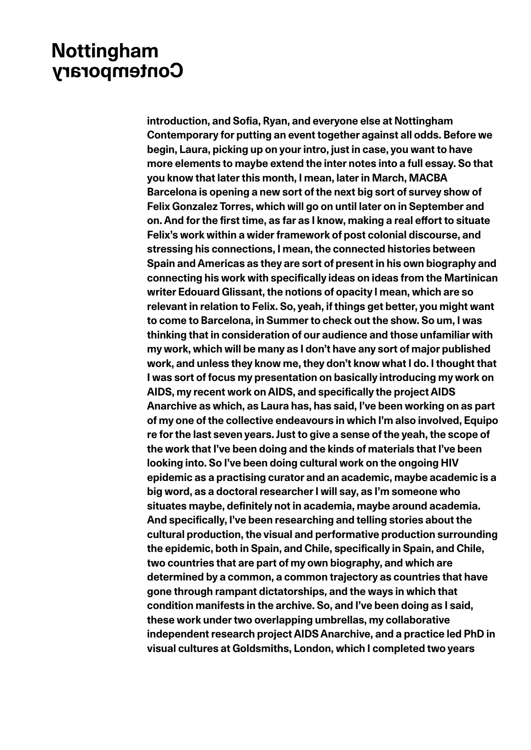introduction, and Sofia, Ryan, and everyone else at Nottingham Contemporary for putting an event together against all odds. Before we begin, Laura, picking up on your intro, just in case, you want to have more elements to maybe extend the inter notes into a full essay. So that you know that later this month, I mean, later in March, MACBA Barcelona is opening a new sort of the next big sort of survey show of Felix Gonzalez Torres, which will go on until later on in September and on. And for the first time, as far as I know, making a real effort to situate Felix's work within a wider framework of post colonial discourse, and stressing his connections, I mean, the connected histories between Spain and Americas as they are sort of present in his own biography and connecting his work with specifically ideas on ideas from the Martinican writer Edouard Glissant, the notions of opacity I mean, which are so relevant in relation to Felix. So, yeah, if things get better, you might want to come to Barcelona, in Summer to check out the show. So um, I was thinking that in consideration of our audience and those unfamiliar with my work, which will be many as I don't have any sort of major published work, and unless they know me, they don't know what I do. I thought that I was sort of focus my presentation on basically introducing my work on AIDS, my recent work on AIDS, and specifically the project AIDS Anarchive as which, as Laura has, has said, I've been working on as part of my one of the collective endeavours in which I'm also involved, Equipo re for the last seven years. Just to give a sense of the yeah, the scope of the work that I've been doing and the kinds of materials that I've been looking into. So I've been doing cultural work on the ongoing HIV epidemic as a practising curator and an academic, maybe academic is a big word, as a doctoral researcher I will say, as I'm someone who situates maybe, definitely not in academia, maybe around academia. And specifically, I've been researching and telling stories about the cultural production, the visual and performative production surrounding the epidemic, both in Spain, and Chile, specifically in Spain, and Chile, two countries that are part of my own biography, and which are determined by a common, a common trajectory as countries that have gone through rampant dictatorships, and the ways in which that condition manifests in the archive. So, and I've been doing as I said, these work under two overlapping umbrellas, my collaborative independent research project AIDS Anarchive, and a practice led PhD in visual cultures at Goldsmiths, London, which I completed two years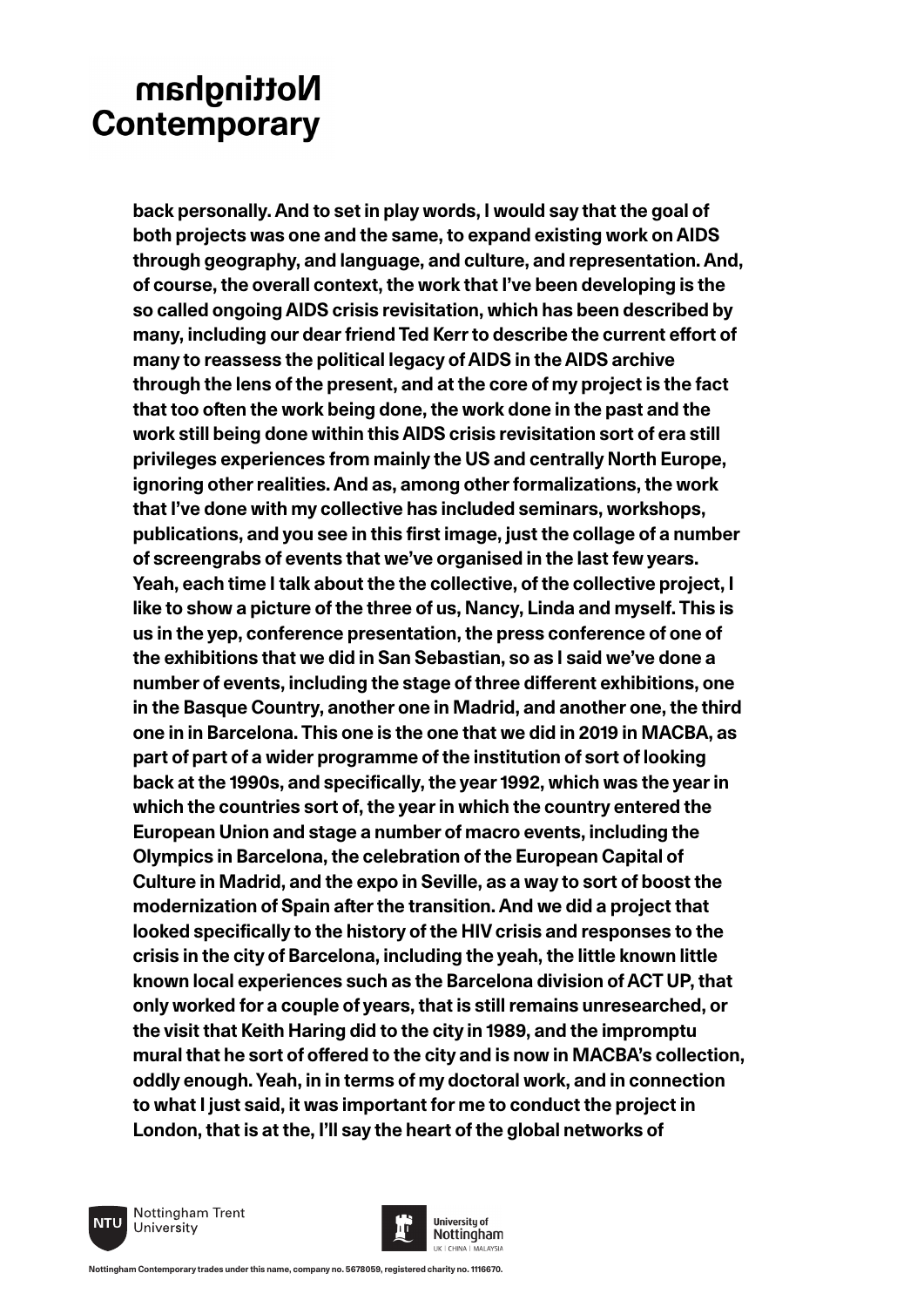back personally. And to set in play words, I would say that the goal of both projects was one and the same, to expand existing work on AIDS through geography, and language, and culture, and representation. And, of course, the overall context, the work that I've been developing is the so called ongoing AIDS crisis revisitation, which has been described by many, including our dear friend Ted Kerr to describe the current effort of many to reassess the political legacy of AIDS in the AIDS archive through the lens of the present, and at the core of my project is the fact that too often the work being done, the work done in the past and the work still being done within this AIDS crisis revisitation sort of era still privileges experiences from mainly the US and centrally North Europe, ignoring other realities. And as, among other formalizations, the work that I've done with my collective has included seminars, workshops, publications, and you see in this first image, just the collage of a number of screengrabs of events that we've organised in the last few years. Yeah, each time I talk about the the collective, of the collective project, I like to show a picture of the three of us, Nancy, Linda and myself. This is us in the yep, conference presentation, the press conference of one of the exhibitions that we did in San Sebastian, so as I said we've done a number of events, including the stage of three different exhibitions, one in the Basque Country, another one in Madrid, and another one, the third one in in Barcelona. This one is the one that we did in 2019 in MACBA, as part of part of a wider programme of the institution of sort of looking back at the 1990s, and specifically, the year 1992, which was the year in which the countries sort of, the year in which the country entered the European Union and stage a number of macro events, including the Olympics in Barcelona, the celebration of the European Capital of Culture in Madrid, and the expo in Seville, as a way to sort of boost the modernization of Spain after the transition. And we did a project that looked specifically to the history of the HIV crisis and responses to the crisis in the city of Barcelona, including the yeah, the little known little known local experiences such as the Barcelona division of ACT UP, that only worked for a couple of years, that is still remains unresearched, or the visit that Keith Haring did to the city in 1989, and the impromptu mural that he sort of offered to the city and is now in MACBA's collection, oddly enough. Yeah, in in terms of my doctoral work, and in connection to what I just said, it was important for me to conduct the project in London, that is at the, I'll say the heart of the global networks of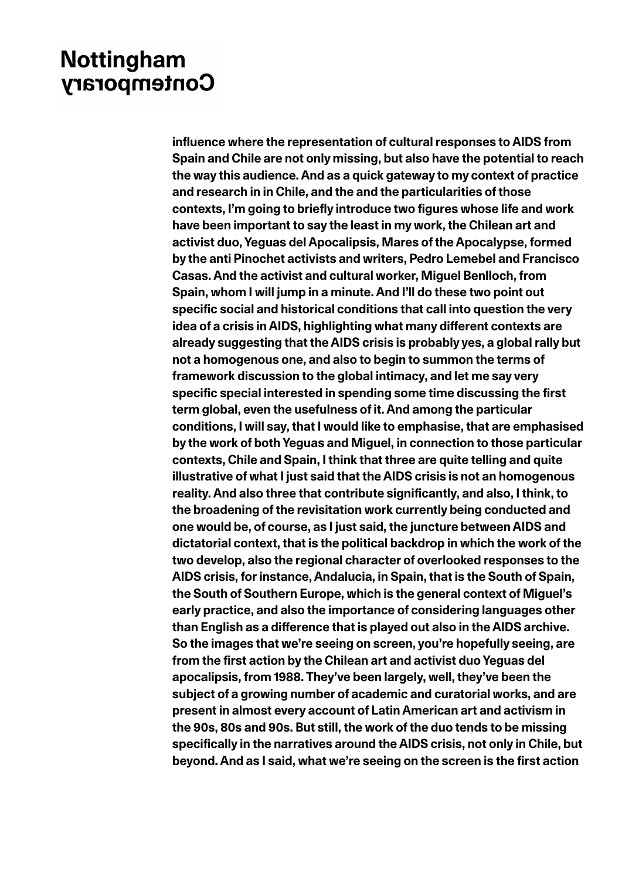influence where the representation of cultural responses to AIDS from Spain and Chile are not only missing, but also have the potential to reach the way this audience. And as a quick gateway to my context of practice and research in in Chile, and the and the particularities of those contexts, I'm going to briefly introduce two figures whose life and work have been important to say the least in my work, the Chilean art and activist duo, Yeguas del Apocalipsis, Mares of the Apocalypse, formed by the anti Pinochet activists and writers, Pedro Lemebel and Francisco Casas. And the activist and cultural worker, Miguel Benlloch, from Spain, whom I will jump in a minute. And I'll do these two point out specific social and historical conditions that call into question the very idea of a crisis in AIDS, highlighting what many different contexts are already suggesting that the AIDS crisis is probably yes, a global rally but not a homogenous one, and also to begin to summon the terms of framework discussion to the global intimacy, and let me say very specific special interested in spending some time discussing the first term global, even the usefulness of it. And among the particular conditions, I will say, that I would like to emphasise, that are emphasised by the work of both Yeguas and Miguel, in connection to those particular contexts, Chile and Spain, I think that three are quite telling and quite illustrative of what I just said that the AIDS crisis is not an homogenous reality. And also three that contribute significantly, and also, I think, to the broadening of the revisitation work currently being conducted and one would be, of course, as I just said, the juncture between AIDS and dictatorial context, that is the political backdrop in which the work of the two develop, also the regional character of overlooked responses to the AIDS crisis, for instance, Andalucia, in Spain, that is the South of Spain, the South of Southern Europe, which is the general context of Miguel's early practice, and also the importance of considering languages other than English as a difference that is played out also in the AIDS archive. So the images that we're seeing on screen, you're hopefully seeing, are from the first action by the Chilean art and activist duo Yeguas del apocalipsis, from 1988. They've been largely, well, they've been the subject of a growing number of academic and curatorial works, and are present in almost every account of Latin American art and activism in the 90s, 80s and 90s. But still, the work of the duo tends to be missing specifically in the narratives around the AIDS crisis, not only in Chile, but beyond. And as I said, what we're seeing on the screen is the first action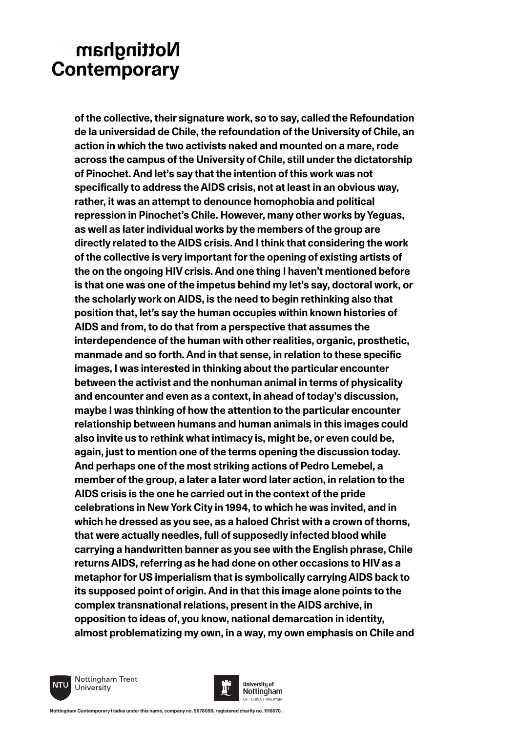of the collective, their signature work, so to say, called the Refoundation de la universidad de Chile, the refoundation of the University of Chile, an action in which the two activists naked and mounted on a mare, rode across the campus of the University of Chile, still under the dictatorship of Pinochet. And let's say that the intention of this work was not specifically to address the AIDS crisis, not at least in an obvious way, rather, it was an attempt to denounce homophobia and political repression in Pinochet's Chile. However, many other works by Yeguas, as well as later individual works by the members of the group are directly related to the AIDS crisis. And I think that considering the work of the collective is very important for the opening of existing artists of the on the ongoing HIV crisis. And one thing I haven't mentioned before is that one was one of the impetus behind my let's say, doctoral work, or the scholarly work on AIDS, is the need to begin rethinking also that position that, let's say the human occupies within known histories of AIDS and from, to do that from a perspective that assumes the interdependence of the human with other realities, organic, prosthetic, manmade and so forth. And in that sense, in relation to these specific images, I was interested in thinking about the particular encounter between the activist and the nonhuman animal in terms of physicality and encounter and even as a context, in ahead of today's discussion, maybe I was thinking of how the attention to the particular encounter relationship between humans and human animals in this images could also invite us to rethink what intimacy is, might be, or even could be, again, just to mention one of the terms opening the discussion today. And perhaps one of the most striking actions of Pedro Lemebel, a member of the group, a later a later word later action, in relation to the AIDS crisis is the one he carried out in the context of the pride celebrations in New York City in 1994, to which he was invited, and in which he dressed as you see, as a haloed Christ with a crown of thorns, that were actually needles, full of supposedly infected blood while carrying a handwritten banner as you see with the English phrase, Chile returns AIDS, referring as he had done on other occasions to HIV as a metaphor for US imperialism that is symbolically carrying AIDS back to its supposed point of origin. And in that this image alone points to the complex transnational relations, present in the AIDS archive, in opposition to ideas of, you know, national demarcation in identity, almost problematizing my own, in a way, my own emphasis on Chile and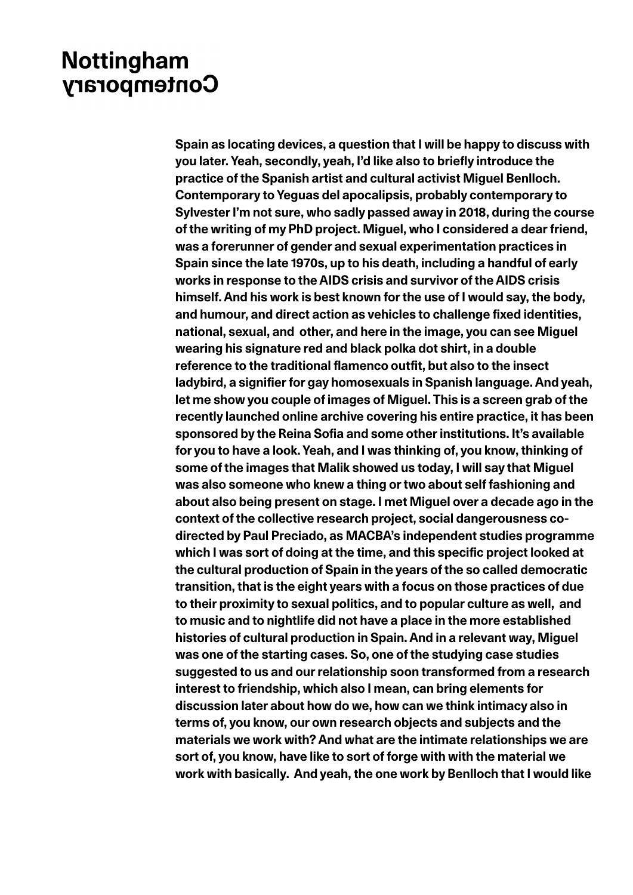Spain as locating devices, a question that I will be happy to discuss with you later. Yeah, secondly, yeah, I'd like also to briefly introduce the practice of the Spanish artist and cultural activist Miguel Benlloch. Contemporary to Yeguas del apocalipsis, probably contemporary to Sylvester I'm not sure, who sadly passed away in 2018, during the course of the writing of my PhD project. Miguel, who I considered a dear friend, was a forerunner of gender and sexual experimentation practices in Spain since the late 1970s, up to his death, including a handful of early works in response to the AIDS crisis and survivor of the AIDS crisis himself. And his work is best known for the use of I would say, the body, and humour, and direct action as vehicles to challenge fixed identities, national, sexual, and other, and here in the image, you can see Miguel wearing his signature red and black polka dot shirt, in a double reference to the traditional flamenco outfit, but also to the insect ladybird, a signifier for gay homosexuals in Spanish language. And yeah, let me show you couple of images of Miguel. This is a screen grab of the recently launched online archive covering his entire practice, it has been sponsored by the Reina Sofia and some other institutions. It's available for you to have a look. Yeah, and I was thinking of, you know, thinking of some of the images that Malik showed us today, I will say that Miguel was also someone who knew a thing or two about self fashioning and about also being present on stage. I met Miguel over a decade ago in the context of the collective research project, social dangerousness co-directed by Paul Preciado, as MACBA's independent studies programme which I was sort of doing at the time, and this specific project looked at the cultural production of Spain in the years of the so called democratic transition, that is the eight years with a focus on those practices of due to their proximity to sexual politics, and to popular culture as well, and to music and to nightlife did not have a place in the more established histories of cultural production in Spain. And in a relevant way, Miguel was one of the starting cases. So, one of the studying case studies suggested to us and our relationship soon transformed from a research interest to friendship, which also I mean, can bring elements for discussion later about how do we, how can we think intimacy also in terms of, you know, our own research objects and subjects and the materials we work with? And what are the intimate relationships we are sort of, you know, have like to sort of forge with with the material we work with basically. And yeah, the one work by Benlloch that I would like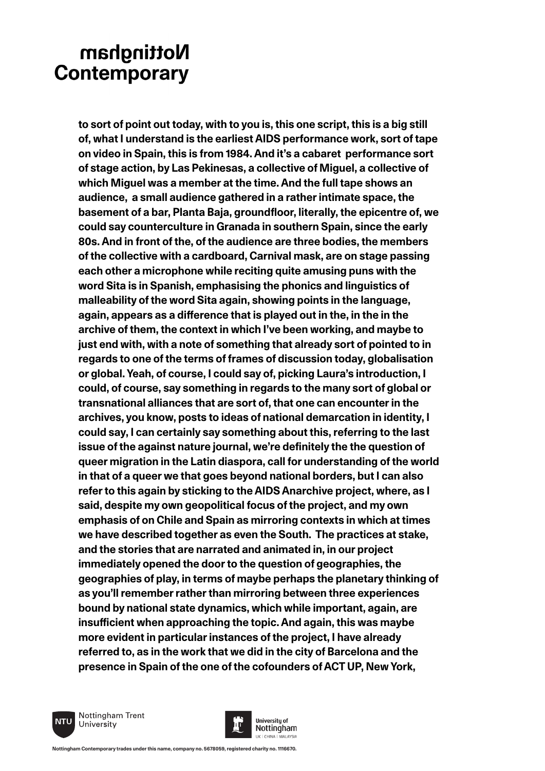to sort of point out today, with to you is, this one script, this is a big still of, what I understand is the earliest AIDS performance work, sort of tape on video in Spain, this is from 1984. And it's a cabaret performance sort of stage action, by Las Pekinesas, a collective of Miguel, a collective of which Miguel was a member at the time. And the full tape shows an audience, a small audience gathered in a rather intimate space, the basement of a bar, Planta Baja, groundfloor, literally, the epicentre of, we could say counterculture in Granada in southern Spain, since the early 80s. And in front of the, of the audience are three bodies, the members of the collective with a cardboard, Carnival mask, are on stage passing each other a microphone while reciting quite amusing puns with the word Sita is in Spanish, emphasising the phonics and linguistics of malleability of the word Sita again, showing points in the language, again, appears as a difference that is played out in the, in the in the archive of them, the context in which I've been working, and maybe to just end with, with a note of something that already sort of pointed to in regards to one of the terms of frames of discussion today, globalisation or global. Yeah, of course, I could say of, picking Laura's introduction, I could, of course, say something in regards to the many sort of global or transnational alliances that are sort of, that one can encounter in the archives, you know, posts to ideas of national demarcation in identity, I could say, I can certainly say something about this, referring to the last issue of the against nature journal, we're definitely the the question of queer migration in the Latin diaspora, call for understanding of the world in that of a queer we that goes beyond national borders, but I can also refer to this again by sticking to the AIDS Anarchive project, where, as I said, despite my own geopolitical focus of the project, and my own emphasis of on Chile and Spain as mirroring contexts in which at times we have described together as even the South. The practices at stake, and the stories that are narrated and animated in, in our project immediately opened the door to the question of geographies, the geographies of play, in terms of maybe perhaps the planetary thinking of as you'll remember rather than mirroring between three experiences bound by national state dynamics, which while important, again, are insufficient when approaching the topic. And again, this was maybe more evident in particular instances of the project, I have already referred to, as in the work that we did in the city of Barcelona and the presence in Spain of the one of the cofounders of ACT UP, New York,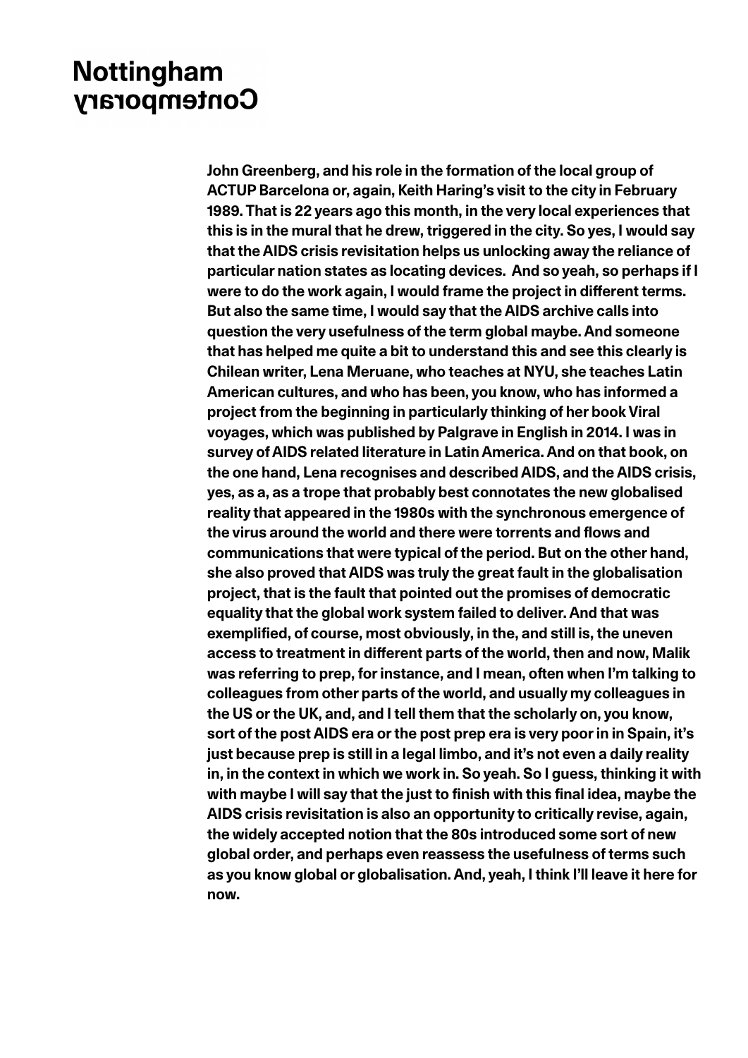John Greenberg, and his role in the formation of the local group of ACTUP Barcelona or, again, Keith Haring's visit to the city in February 1989. That is 22 years ago this month, in the very local experiences that this is in the mural that he drew, triggered in the city. So yes, I would say that the AIDS crisis revisitation helps us unlocking away the reliance of particular nation states as locating devices. And so yeah, so perhaps if I were to do the work again, I would frame the project in different terms. But also the same time, I would say that the AIDS archive calls into question the very usefulness of the term global maybe. And someone that has helped me quite a bit to understand this and see this clearly is Chilean writer, Lena Meruane, who teaches at NYU, she teaches Latin American cultures, and who has been, you know, who has informed a project from the beginning in particularly thinking of her book Viral voyages, which was published by Palgrave in English in 2014. I was in survey of AIDS related literature in Latin America. And on that book, on the one hand, Lena recognises and described AIDS, and the AIDS crisis, yes, as a, as a trope that probably best connotates the new globalised reality that appeared in the 1980s with the synchronous emergence of the virus around the world and there were torrents and flows and communications that were typical of the period. But on the other hand, she also proved that AIDS was truly the great fault in the globalisation project, that is the fault that pointed out the promises of democratic equality that the global work system failed to deliver. And that was exemplified, of course, most obviously, in the, and still is, the uneven access to treatment in different parts of the world, then and now, Malik was referring to prep, for instance, and I mean, often when I'm talking to colleagues from other parts of the world, and usually my colleagues in the US or the UK, and, and I tell them that the scholarly on, you know, sort of the post AIDS era or the post prep era is very poor in in Spain, it's just because prep is still in a legal limbo, and it's not even a daily reality in, in the context in which we work in. So yeah. So I guess, thinking it with with maybe I will say that the just to finish with this final idea, maybe the AIDS crisis revisitation is also an opportunity to critically revise, again, the widely accepted notion that the 80s introduced some sort of new global order, and perhaps even reassess the usefulness of terms such as you know global or globalisation. And, yeah, I think I'll leave it here for now.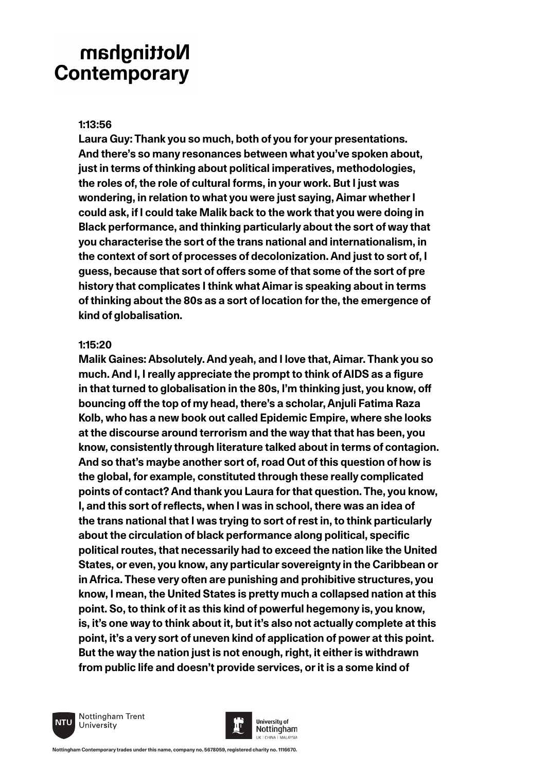**1:13:56**

**Laura Guy: Thank you so much, both of you for your presentations. And there's so many resonances between what you've spoken about, just in terms of thinking about political imperatives, methodologies, the roles of, the role of cultural forms, in your work. But I just was wondering, in relation to what you were just saying, Aimar whether I could ask, if I could take Malik back to the work that you were doing in Black performance, and thinking particularly about the sort of way that you characterise the sort of the trans national and internationalism, in the context of sort of processes of decolonization. And just to sort of, I guess, because that sort of offers some of that some of the sort of pre history that complicates I think what Aimar is speaking about in terms of thinking about the 80s as a sort of location for the, the emergence of kind of globalisation.**

**1:15:20**

**Malik Gaines: Absolutely. And yeah, and I love that, Aimar. Thank you so much. And I, I really appreciate the prompt to think of AIDS as a figure in that turned to globalisation in the 80s, I'm thinking just, you know, off bouncing off the top of my head, there's a scholar, Anjuli Fatima Raza Kolb, who has a new book out called Epidemic Empire, where she looks at the discourse around terrorism and the way that that has been, you know, consistently through literature talked about in terms of contagion. And so that's maybe another sort of, road Out of this question of how is the global, for example, constituted through these really complicated points of contact? And thank you Laura for that question. The, you know, I, and this sort of reflects, when I was in school, there was an idea of the trans national that I was trying to sort of rest in, to think particularly about the circulation of black performance along political, specific political routes, that necessarily had to exceed the nation like the United States, or even, you know, any particular sovereignty in the Caribbean or in Africa. These very often are punishing and prohibitive structures, you know, I mean, the United States is pretty much a collapsed nation at this point. So, to think of it as this kind of powerful hegemony is, you know, is, it's one way to think about it, but it's also not actually complete at this point, it's a very sort of uneven kind of application of power at this point. But the way the nation just is not enough, right, it either is withdrawn from public life and doesn't provide services, or it is a some kind of**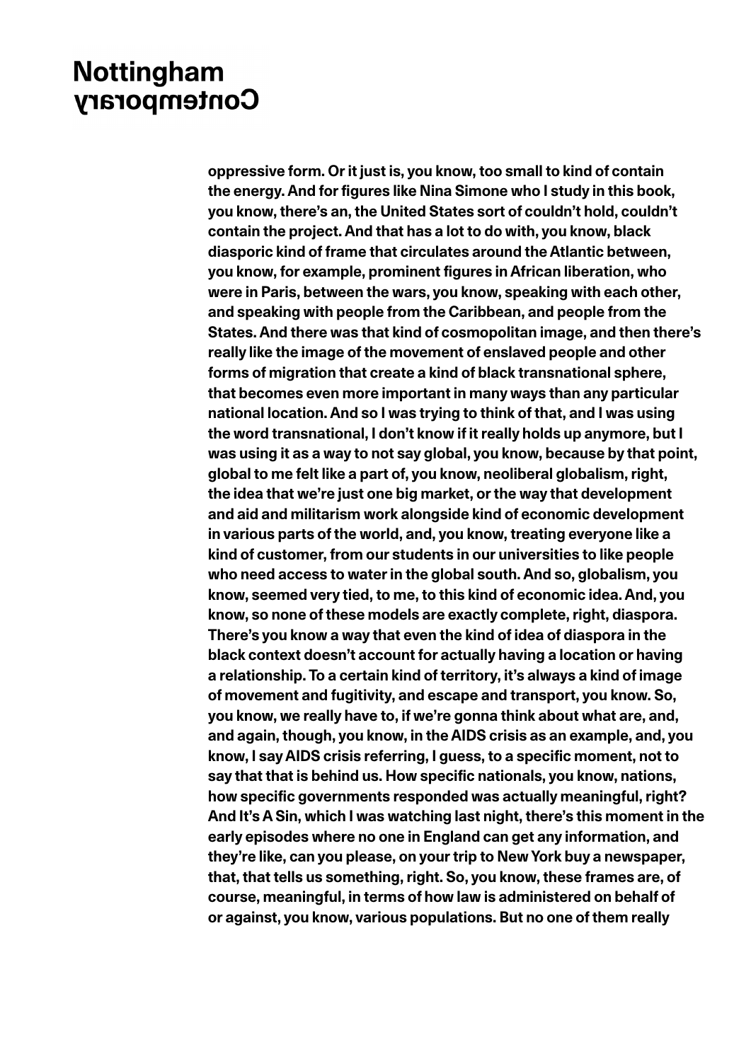oppressive form. Or it just is, you know, too small to kind of contain the energy. And for figures like Nina Simone who I study in this book, you know, there's an, the United States sort of couldn't hold, couldn't contain the project. And that has a lot to do with, you know, black diasporic kind of frame that circulates around the Atlantic between, you know, for example, prominent figures in African liberation, who were in Paris, between the wars, you know, speaking with each other, and speaking with people from the Caribbean, and people from the States. And there was that kind of cosmopolitan image, and then there's really like the image of the movement of enslaved people and other forms of migration that create a kind of black transnational sphere, that becomes even more important in many ways than any particular national location. And so I was trying to think of that, and I was using the word transnational, I don't know if it really holds up anymore, but I was using it as a way to not say global, you know, because by that point, global to me felt like a part of, you know, neoliberal globalism, right, the idea that we're just one big market, or the way that development and aid and militarism work alongside kind of economic development in various parts of the world, and, you know, treating everyone like a kind of customer, from our students in our universities to like people who need access to water in the global south. And so, globalism, you know, seemed very tied, to me, to this kind of economic idea. And, you know, so none of these models are exactly complete, right, diaspora. There's you know a way that even the kind of idea of diaspora in the black context doesn't account for actually having a location or having a relationship. To a certain kind of territory, it's always a kind of image of movement and fugitivity, and escape and transport, you know. So, you know, we really have to, if we're gonna think about what are, and, and again, though, you know, in the AIDS crisis as an example, and, you know, I say AIDS crisis referring, I guess, to a specific moment, not to say that that is behind us. How specific nationals, you know, nations, how specific governments responded was actually meaningful, right? And It's A Sin, which I was watching last night, there's this moment in the early episodes where no one in England can get any information, and they're like, can you please, on your trip to New York buy a newspaper, that, that tells us something, right. So, you know, these frames are, of course, meaningful, in terms of how law is administered on behalf of or against, you know, various populations. But no one of them really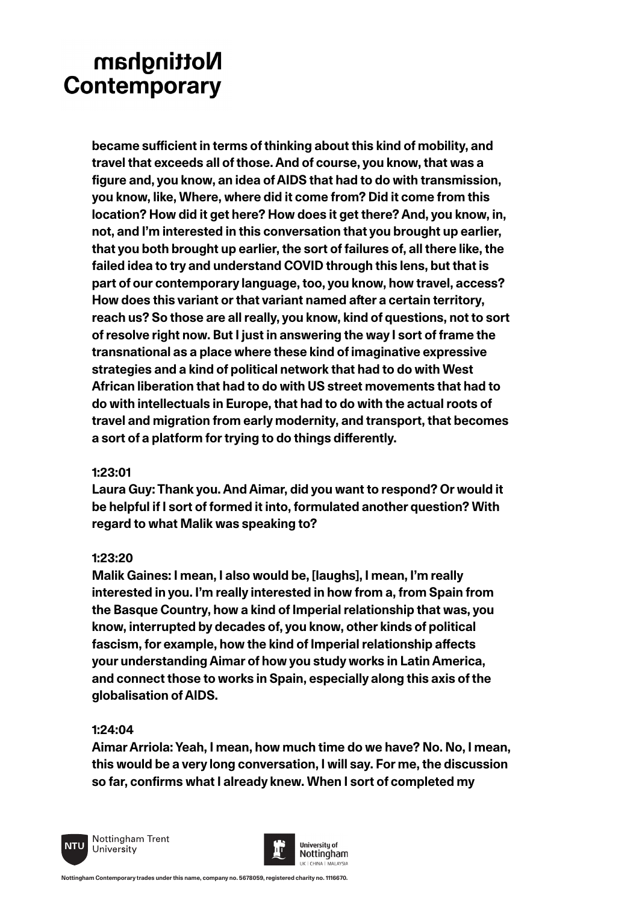**became sufficient in terms of thinking about this kind of mobility, and travel that exceeds all of those. And of course, you know, that was a figure and, you know, an idea of AIDS that had to do with transmission, you know, like, Where, where did it come from? Did it come from this location? How did it get here? How does it get there? And, you know, in, not, and I'm interested in this conversation that you brought up earlier, that you both brought up earlier, the sort of failures of, all there like, the failed idea to try and understand COVID through this lens, but that is part of our contemporary language, too, you know, how travel, access? How does this variant or that variant named after a certain territory, reach us? So those are all really, you know, kind of questions, not to sort of resolve right now. But I just in answering the way I sort of frame the transnational as a place where these kind of imaginative expressive strategies and a kind of political network that had to do with West African liberation that had to do with US street movements that had to do with intellectuals in Europe, that had to do with the actual roots of travel and migration from early modernity, and transport, that becomes a sort of a platform for trying to do things differently.**

**1:23:01**
**Laura Guy: Thank you. And Aimar, did you want to respond? Or would it be helpful if I sort of formed it into, formulated another question? With regard to what Malik was speaking to?**

**1:23:20**
**Malik Gaines: I mean, I also would be, [laughs], I mean, I'm really interested in you. I'm really interested in how from a, from Spain from the Basque Country, how a kind of Imperial relationship that was, you know, interrupted by decades of, you know, other kinds of political fascism, for example, how the kind of Imperial relationship affects your understanding Aimar of how you study works in Latin America, and connect those to works in Spain, especially along this axis of the globalisation of AIDS.**

**1:24:04**
**Aimar Arriola: Yeah, I mean, how much time do we have? No. No, I mean, this would be a very long conversation, I will say. For me, the discussion so far, confirms what I already knew. When I sort of completed my**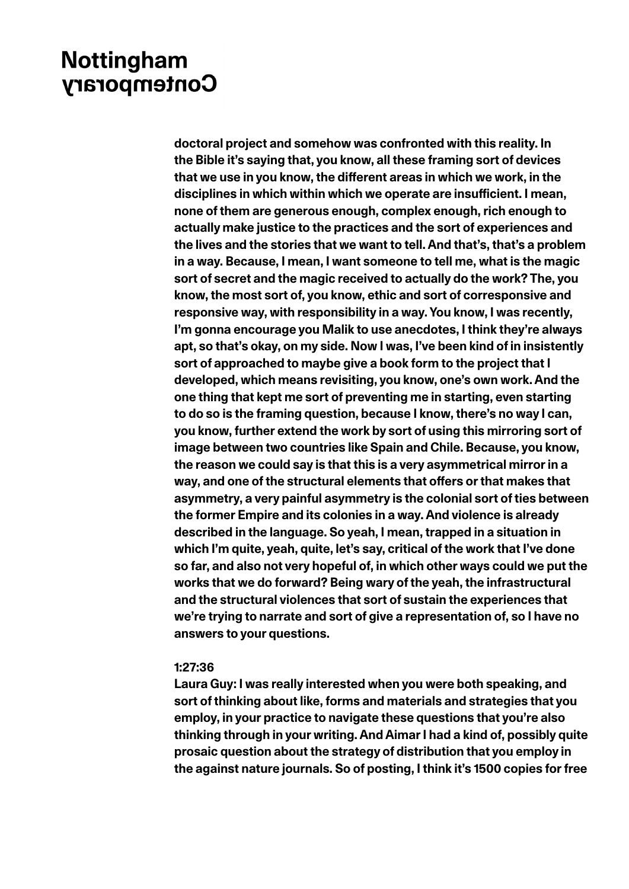doctoral project and somehow was confronted with this reality. In the Bible it's saying that, you know, all these framing sort of devices that we use in you know, the different areas in which we work, in the disciplines in which within which we operate are insufficient. I mean, none of them are generous enough, complex enough, rich enough to actually make justice to the practices and the sort of experiences and the lives and the stories that we want to tell. And that's, that's a problem in a way. Because, I mean, I want someone to tell me, what is the magic sort of secret and the magic received to actually do the work? The, you know, the most sort of, you know, ethic and sort of corresponsive and responsive way, with responsibility in a way. You know, I was recently, I'm gonna encourage you Malik to use anecdotes, I think they're always apt, so that's okay, on my side. Now I was, I've been kind of in insistently sort of approached to maybe give a book form to the project that I developed, which means revisiting, you know, one's own work. And the one thing that kept me sort of preventing me in starting, even starting to do so is the framing question, because I know, there's no way I can, you know, further extend the work by sort of using this mirroring sort of image between two countries like Spain and Chile. Because, you know, the reason we could say is that this is a very asymmetrical mirror in a way, and one of the structural elements that offers or that makes that asymmetry, a very painful asymmetry is the colonial sort of ties between the former Empire and its colonies in a way. And violence is already described in the language. So yeah, I mean, trapped in a situation in which I'm quite, yeah, quite, let's say, critical of the work that I've done so far, and also not very hopeful of, in which other ways could we put the works that we do forward? Being wary of the yeah, the infrastructural and the structural violences that sort of sustain the experiences that we're trying to narrate and sort of give a representation of, so I have no answers to your questions.

1:27:36
Laura Guy: I was really interested when you were both speaking, and sort of thinking about like, forms and materials and strategies that you employ, in your practice to navigate these questions that you're also thinking through in your writing. And Aimar I had a kind of, possibly quite prosaic question about the strategy of distribution that you employ in the against nature journals. So of posting, I think it's 1500 copies for free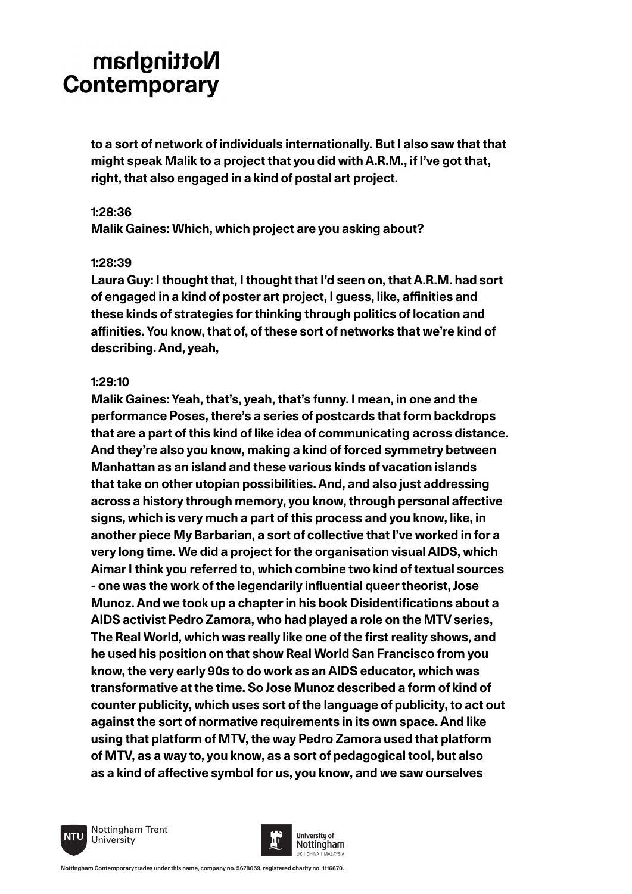to a sort of network of individuals internationally. But I also saw that that might speak Malik to a project that you did with A.R.M., if I've got that, right, that also engaged in a kind of postal art project.

**1:28:36**
**Malik Gaines: Which, which project are you asking about?**

**1:28:39**
**Laura Guy: I thought that, I thought that I'd seen on, that A.R.M. had sort of engaged in a kind of poster art project, I guess, like, affinities and these kinds of strategies for thinking through politics of location and affinities. You know, that of, of these sort of networks that we're kind of describing. And, yeah,**

**1:29:10**
**Malik Gaines: Yeah, that's, yeah, that's funny. I mean, in one and the performance Poses, there's a series of postcards that form backdrops that are a part of this kind of like idea of communicating across distance. And they're also you know, making a kind of forced symmetry between Manhattan as an island and these various kinds of vacation islands that take on other utopian possibilities. And, and also just addressing across a history through memory, you know, through personal affective signs, which is very much a part of this process and you know, like, in another piece My Barbarian, a sort of collective that I've worked in for a very long time. We did a project for the organisation visual AIDS, which Aimar I think you referred to, which combine two kind of textual sources - one was the work of the legendarily influential queer theorist, Jose Munoz. And we took up a chapter in his book Disidentifications about a AIDS activist Pedro Zamora, who had played a role on the MTV series, The Real World, which was really like one of the first reality shows, and he used his position on that show Real World San Francisco from you know, the very early 90s to do work as an AIDS educator, which was transformative at the time. So Jose Munoz described a form of kind of counter publicity, which uses sort of the language of publicity, to act out against the sort of normative requirements in its own space. And like using that platform of MTV, the way Pedro Zamora used that platform of MTV, as a way to, you know, as a sort of pedagogical tool, but also as a kind of affective symbol for us, you know, and we saw ourselves**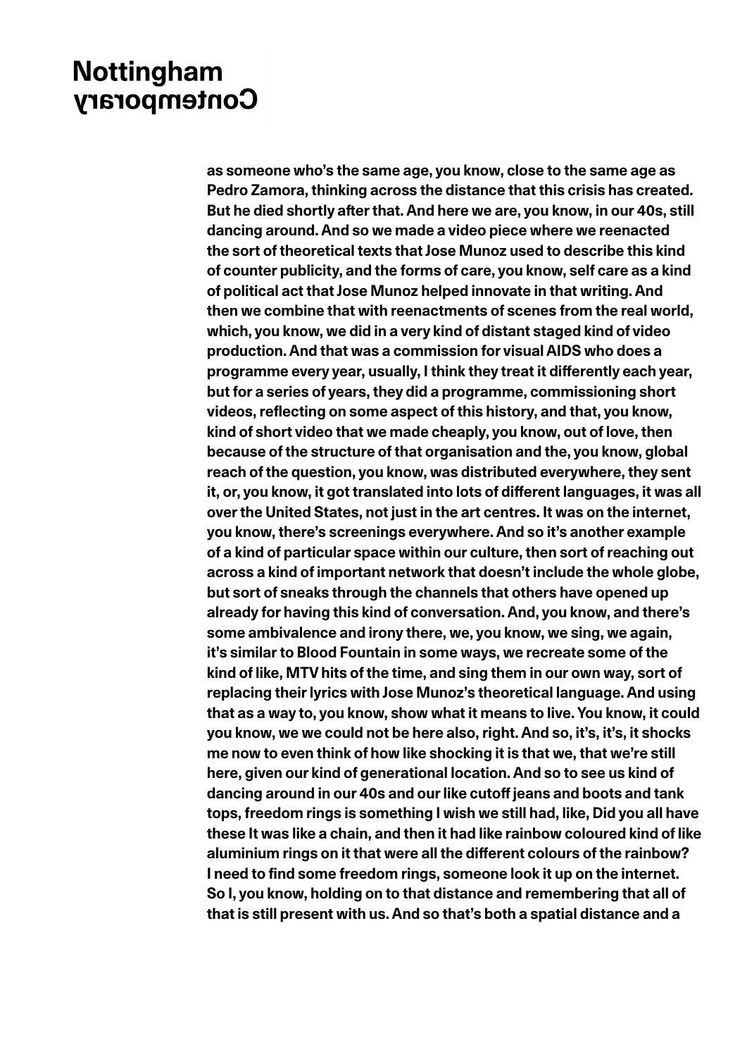**as someone who's the same age, you know, close to the same age as Pedro Zamora, thinking across the distance that this crisis has created. But he died shortly after that. And here we are, you know, in our 40s, still dancing around. And so we made a video piece where we reenacted the sort of theoretical texts that Jose Munoz used to describe this kind of counter publicity, and the forms of care, you know, self care as a kind of political act that Jose Munoz helped innovate in that writing. And then we combine that with reenactments of scenes from the real world, which, you know, we did in a very kind of distant staged kind of video production. And that was a commission for visual AIDS who does a programme every year, usually, I think they treat it differently each year, but for a series of years, they did a programme, commissioning short videos, reflecting on some aspect of this history, and that, you know, kind of short video that we made cheaply, you know, out of love, then because of the structure of that organisation and the, you know, global reach of the question, you know, was distributed everywhere, they sent it, or, you know, it got translated into lots of different languages, it was all over the United States, not just in the art centres. It was on the internet, you know, there's screenings everywhere. And so it's another example of a kind of particular space within our culture, then sort of reaching out across a kind of important network that doesn't include the whole globe, but sort of sneaks through the channels that others have opened up already for having this kind of conversation. And, you know, and there's some ambivalence and irony there, we, you know, we sing, we again, it's similar to Blood Fountain in some ways, we recreate some of the kind of like, MTV hits of the time, and sing them in our own way, sort of replacing their lyrics with Jose Munoz's theoretical language. And using that as a way to, you know, show what it means to live. You know, it could you know, we we could not be here also, right. And so, it's, it's, it shocks me now to even think of how like shocking it is that we, that we're still here, given our kind of generational location. And so to see us kind of dancing around in our 40s and our like cutoff jeans and boots and tank tops, freedom rings is something I wish we still had, like, Did you all have these It was like a chain, and then it had like rainbow coloured kind of like aluminium rings on it that were all the different colours of the rainbow? I need to find some freedom rings, someone look it up on the internet. So I, you know, holding on to that distance and remembering that all of that is still present with us. And so that's both a spatial distance and a**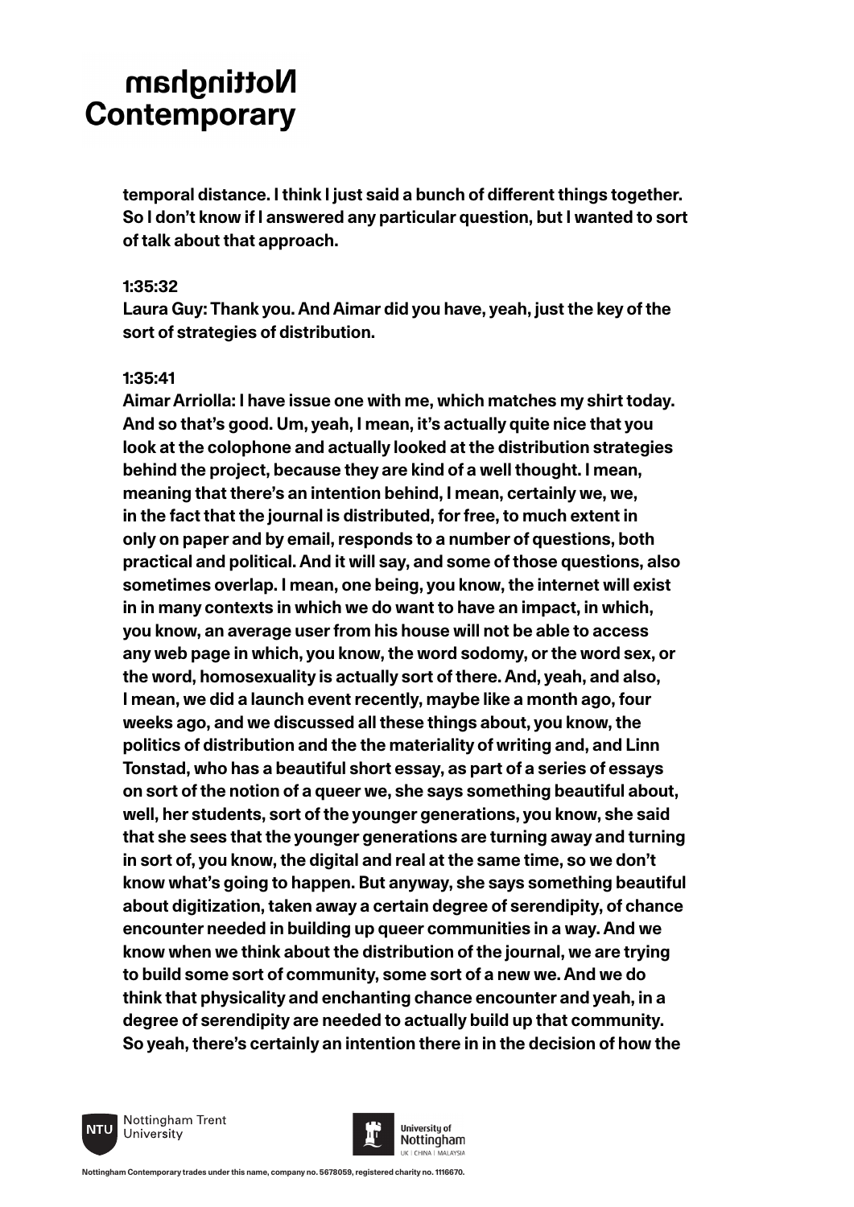temporal distance. I think I just said a bunch of different things together. So I don't know if I answered any particular question, but I wanted to sort of talk about that approach.

1:35:32
Laura Guy: Thank you. And Aimar did you have, yeah, just the key of the sort of strategies of distribution.

1:35:41
Aimar Arriolla: I have issue one with me, which matches my shirt today. And so that's good. Um, yeah, I mean, it's actually quite nice that you look at the colophone and actually looked at the distribution strategies behind the project, because they are kind of a well thought. I mean, meaning that there's an intention behind, I mean, certainly we, we, in the fact that the journal is distributed, for free, to much extent in only on paper and by email, responds to a number of questions, both practical and political. And it will say, and some of those questions, also sometimes overlap. I mean, one being, you know, the internet will exist in in many contexts in which we do want to have an impact, in which, you know, an average user from his house will not be able to access any web page in which, you know, the word sodomy, or the word sex, or the word, homosexuality is actually sort of there. And, yeah, and also, I mean, we did a launch event recently, maybe like a month ago, four weeks ago, and we discussed all these things about, you know, the politics of distribution and the the materiality of writing and, and Linn Tonstad, who has a beautiful short essay, as part of a series of essays on sort of the notion of a queer we, she says something beautiful about, well, her students, sort of the younger generations, you know, she said that she sees that the younger generations are turning away and turning in sort of, you know, the digital and real at the same time, so we don't know what's going to happen. But anyway, she says something beautiful about digitization, taken away a certain degree of serendipity, of chance encounter needed in building up queer communities in a way. And we know when we think about the distribution of the journal, we are trying to build some sort of community, some sort of a new we. And we do think that physicality and enchanting chance encounter and yeah, in a degree of serendipity are needed to actually build up that community. So yeah, there's certainly an intention there in in the decision of how the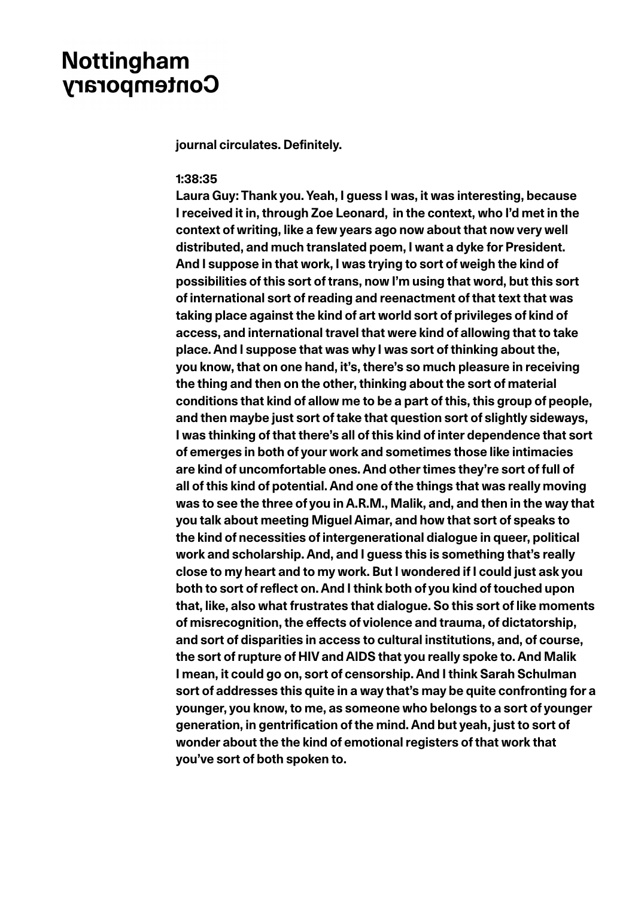**journal circulates. Definitely.**

**1:38:35**

**Laura Guy: Thank you. Yeah, I guess I was, it was interesting, because I received it in, through Zoe Leonard, in the context, who I'd met in the context of writing, like a few years ago now about that now very well distributed, and much translated poem, I want a dyke for President. And I suppose in that work, I was trying to sort of weigh the kind of possibilities of this sort of trans, now I'm using that word, but this sort of international sort of reading and reenactment of that text that was taking place against the kind of art world sort of privileges of kind of access, and international travel that were kind of allowing that to take place. And I suppose that was why I was sort of thinking about the, you know, that on one hand, it's, there's so much pleasure in receiving the thing and then on the other, thinking about the sort of material conditions that kind of allow me to be a part of this, this group of people, and then maybe just sort of take that question sort of slightly sideways, I was thinking of that there's all of this kind of inter dependence that sort of emerges in both of your work and sometimes those like intimacies are kind of uncomfortable ones. And other times they're sort of full of all of this kind of potential. And one of the things that was really moving was to see the three of you in A.R.M., Malik, and, and then in the way that you talk about meeting Miguel Aimar, and how that sort of speaks to the kind of necessities of intergenerational dialogue in queer, political work and scholarship. And, and I guess this is something that's really close to my heart and to my work. But I wondered if I could just ask you both to sort of reflect on. And I think both of you kind of touched upon that, like, also what frustrates that dialogue. So this sort of like moments of misrecognition, the effects of violence and trauma, of dictatorship, and sort of disparities in access to cultural institutions, and, of course, the sort of rupture of HIV and AIDS that you really spoke to. And Malik I mean, it could go on, sort of censorship. And I think Sarah Schulman sort of addresses this quite in a way that's may be quite confronting for a younger, you know, to me, as someone who belongs to a sort of younger generation, in gentrification of the mind. And but yeah, just to sort of wonder about the the kind of emotional registers of that work that you've sort of both spoken to.**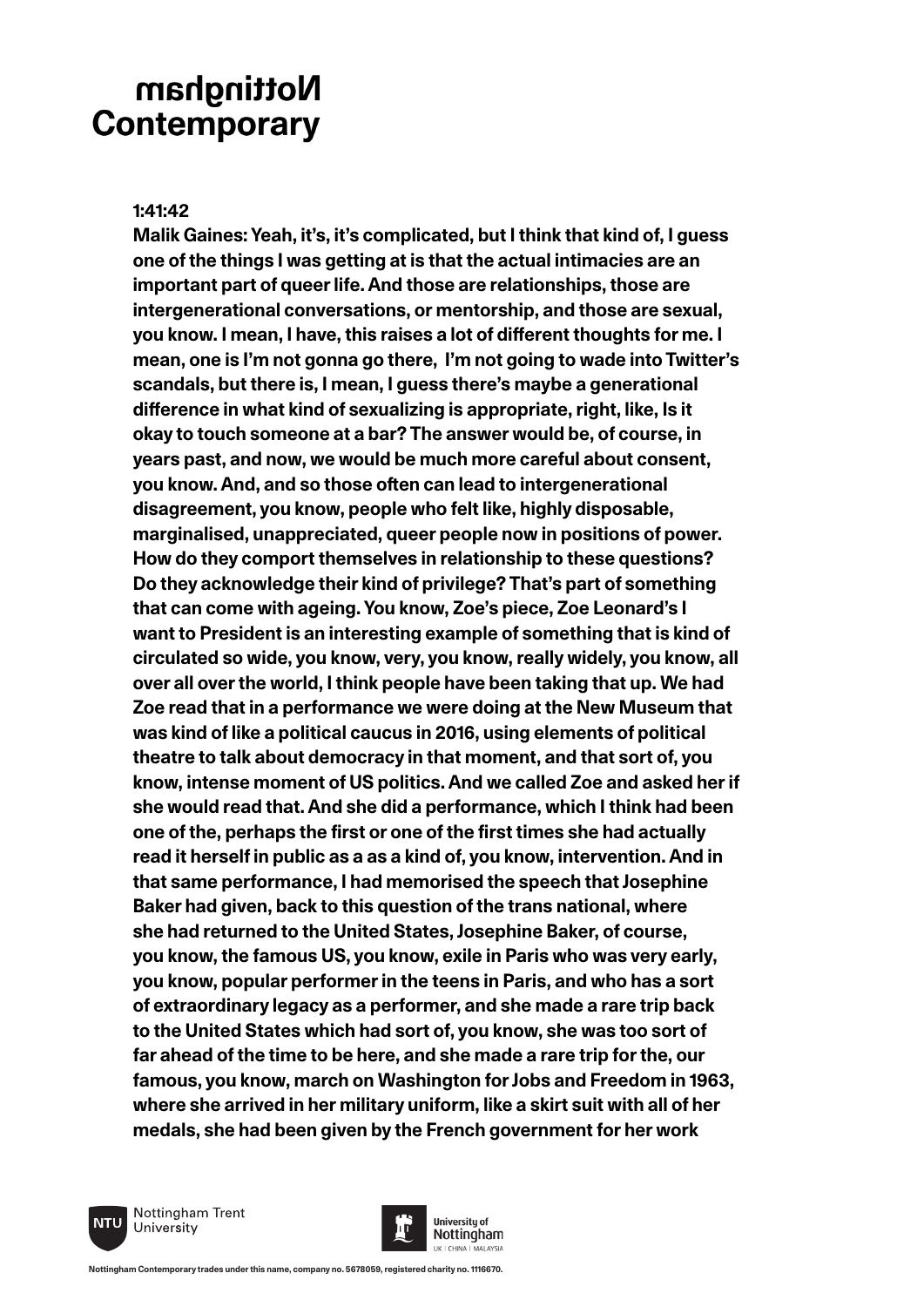**1:41:42**

**Malik Gaines: Yeah, it's, it's complicated, but I think that kind of, I guess one of the things I was getting at is that the actual intimacies are an important part of queer life. And those are relationships, those are intergenerational conversations, or mentorship, and those are sexual, you know. I mean, I have, this raises a lot of different thoughts for me. I mean, one is I'm not gonna go there, I'm not going to wade into Twitter's scandals, but there is, I mean, I guess there's maybe a generational difference in what kind of sexualizing is appropriate, right, like, Is it okay to touch someone at a bar? The answer would be, of course, in years past, and now, we would be much more careful about consent, you know. And, and so those often can lead to intergenerational disagreement, you know, people who felt like, highly disposable, marginalised, unappreciated, queer people now in positions of power. How do they comport themselves in relationship to these questions? Do they acknowledge their kind of privilege? That's part of something that can come with ageing. You know, Zoe's piece, Zoe Leonard's I want to President is an interesting example of something that is kind of circulated so wide, you know, very, you know, really widely, you know, all over all over the world, I think people have been taking that up. We had Zoe read that in a performance we were doing at the New Museum that was kind of like a political caucus in 2016, using elements of political theatre to talk about democracy in that moment, and that sort of, you know, intense moment of US politics. And we called Zoe and asked her if she would read that. And she did a performance, which I think had been one of the, perhaps the first or one of the first times she had actually read it herself in public as a as a kind of, you know, intervention. And in that same performance, I had memorised the speech that Josephine Baker had given, back to this question of the trans national, where she had returned to the United States, Josephine Baker, of course, you know, the famous US, you know, exile in Paris who was very early, you know, popular performer in the teens in Paris, and who has a sort of extraordinary legacy as a performer, and she made a rare trip back to the United States which had sort of, you know, she was too sort of far ahead of the time to be here, and she made a rare trip for the, our famous, you know, march on Washington for Jobs and Freedom in 1963, where she arrived in her military uniform, like a skirt suit with all of her medals, she had been given by the French government for her work**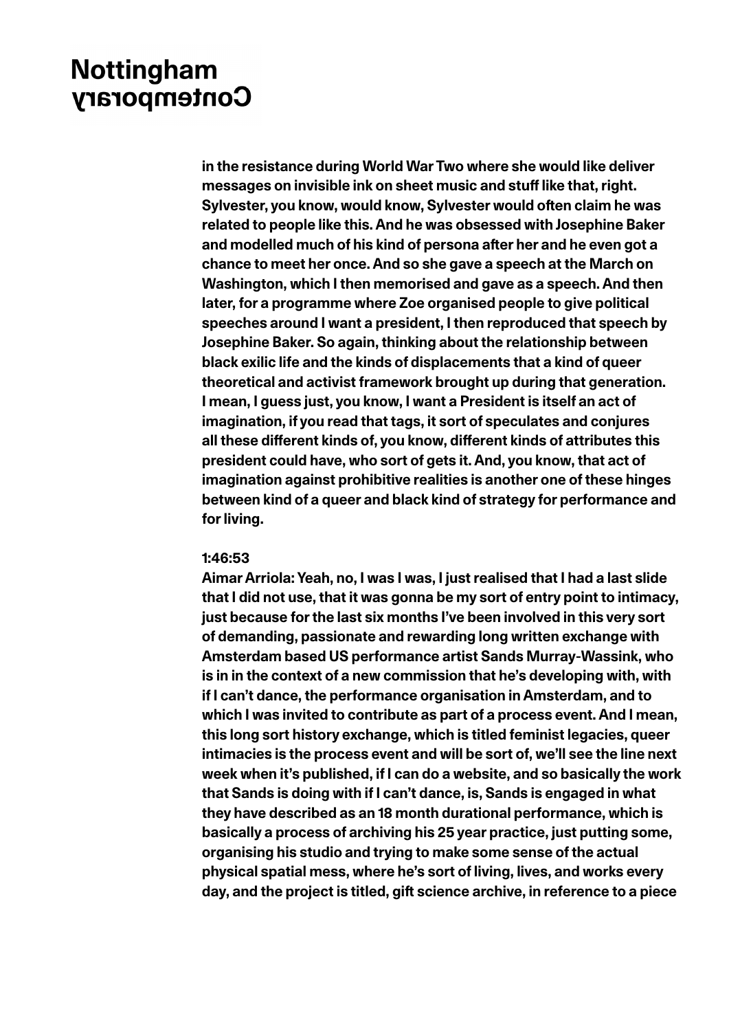in the resistance during World War Two where she would like deliver messages on invisible ink on sheet music and stuff like that, right. Sylvester, you know, would know, Sylvester would often claim he was related to people like this. And he was obsessed with Josephine Baker and modelled much of his kind of persona after her and he even got a chance to meet her once. And so she gave a speech at the March on Washington, which I then memorised and gave as a speech. And then later, for a programme where Zoe organised people to give political speeches around I want a president, I then reproduced that speech by Josephine Baker. So again, thinking about the relationship between black exilic life and the kinds of displacements that a kind of queer theoretical and activist framework brought up during that generation. I mean, I guess just, you know, I want a President is itself an act of imagination, if you read that tags, it sort of speculates and conjures all these different kinds of, you know, different kinds of attributes this president could have, who sort of gets it. And, you know, that act of imagination against prohibitive realities is another one of these hinges between kind of a queer and black kind of strategy for performance and for living.

1:46:53
Aimar Arriola: Yeah, no, I was I was, I just realised that I had a last slide that I did not use, that it was gonna be my sort of entry point to intimacy, just because for the last six months I've been involved in this very sort of demanding, passionate and rewarding long written exchange with Amsterdam based US performance artist Sands Murray-Wassink, who is in in the context of a new commission that he's developing with, with if I can't dance, the performance organisation in Amsterdam, and to which I was invited to contribute as part of a process event. And I mean, this long sort history exchange, which is titled feminist legacies, queer intimacies is the process event and will be sort of, we'll see the line next week when it's published, if I can do a website, and so basically the work that Sands is doing with if I can't dance, is, Sands is engaged in what they have described as an 18 month durational performance, which is basically a process of archiving his 25 year practice, just putting some, organising his studio and trying to make some sense of the actual physical spatial mess, where he's sort of living, lives, and works every day, and the project is titled, gift science archive, in reference to a piece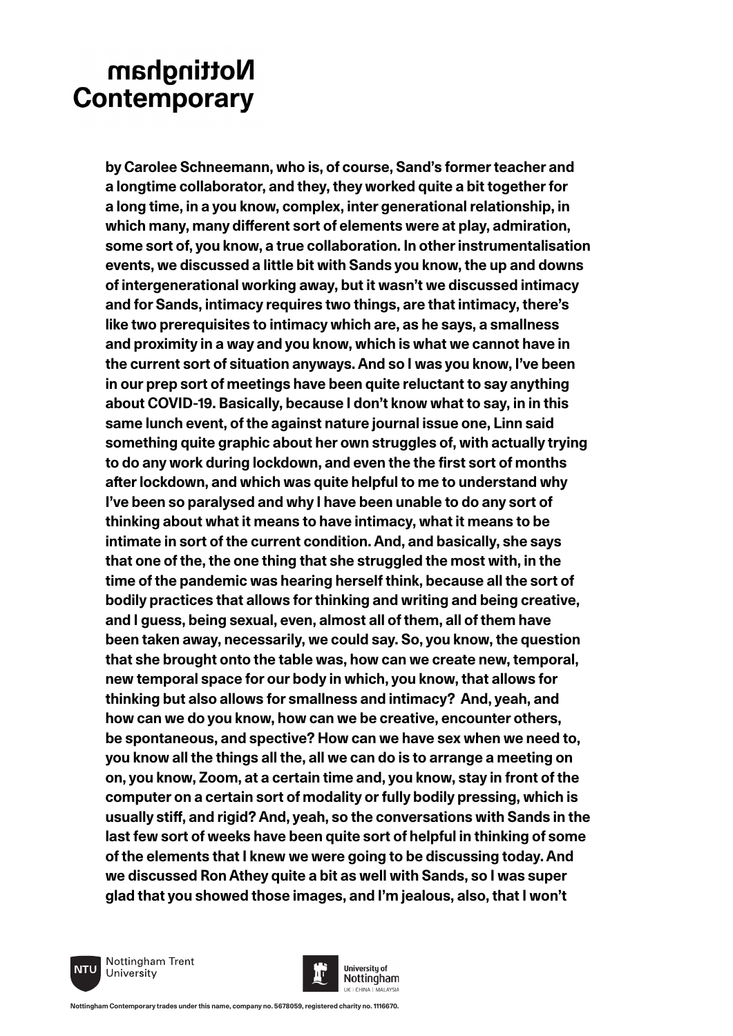by Carolee Schneemann, who is, of course, Sand's former teacher and a longtime collaborator, and they, they worked quite a bit together for a long time, in a you know, complex, inter generational relationship, in which many, many different sort of elements were at play, admiration, some sort of, you know, a true collaboration. In other instrumentalisation events, we discussed a little bit with Sands you know, the up and downs of intergenerational working away, but it wasn't we discussed intimacy and for Sands, intimacy requires two things, are that intimacy, there's like two prerequisites to intimacy which are, as he says, a smallness and proximity in a way and you know, which is what we cannot have in the current sort of situation anyways. And so I was you know, I've been in our prep sort of meetings have been quite reluctant to say anything about COVID-19. Basically, because I don't know what to say, in in this same lunch event, of the against nature journal issue one, Linn said something quite graphic about her own struggles of, with actually trying to do any work during lockdown, and even the the first sort of months after lockdown, and which was quite helpful to me to understand why I've been so paralysed and why I have been unable to do any sort of thinking about what it means to have intimacy, what it means to be intimate in sort of the current condition. And, and basically, she says that one of the, the one thing that she struggled the most with, in the time of the pandemic was hearing herself think, because all the sort of bodily practices that allows for thinking and writing and being creative, and I guess, being sexual, even, almost all of them, all of them have been taken away, necessarily, we could say. So, you know, the question that she brought onto the table was, how can we create new, temporal, new temporal space for our body in which, you know, that allows for thinking but also allows for smallness and intimacy? And, yeah, and how can we do you know, how can we be creative, encounter others, be spontaneous, and spective? How can we have sex when we need to, you know all the things all the, all we can do is to arrange a meeting on on, you know, Zoom, at a certain time and, you know, stay in front of the computer on a certain sort of modality or fully bodily pressing, which is usually stiff, and rigid? And, yeah, so the conversations with Sands in the last few sort of weeks have been quite sort of helpful in thinking of some of the elements that I knew we were going to be discussing today. And we discussed Ron Athey quite a bit as well with Sands, so I was super glad that you showed those images, and I'm jealous, also, that I won't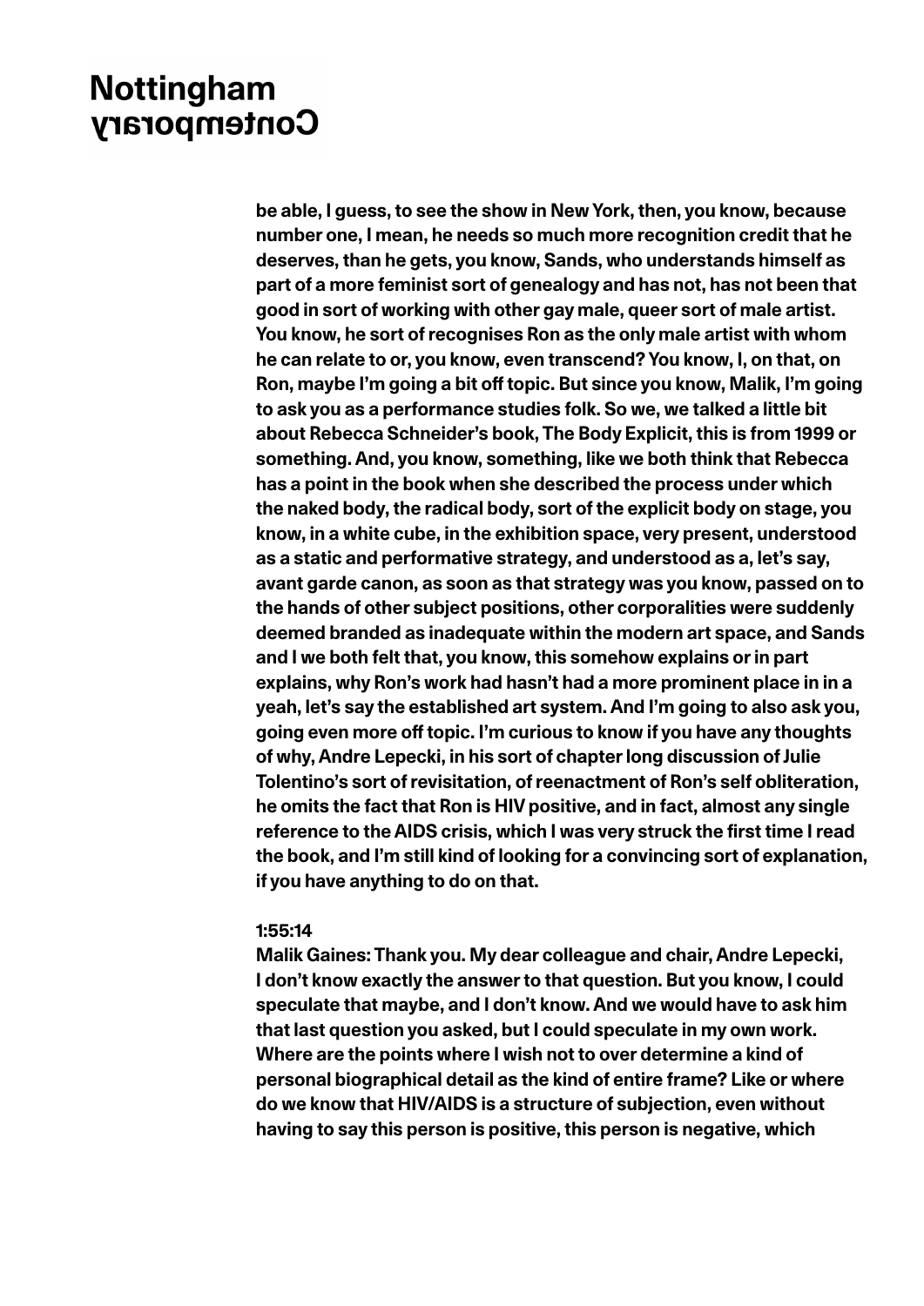be able, I guess, to see the show in New York, then, you know, because number one, I mean, he needs so much more recognition credit that he deserves, than he gets, you know, Sands, who understands himself as part of a more feminist sort of genealogy and has not, has not been that good in sort of working with other gay male, queer sort of male artist. You know, he sort of recognises Ron as the only male artist with whom he can relate to or, you know, even transcend? You know, I, on that, on Ron, maybe I'm going a bit off topic. But since you know, Malik, I'm going to ask you as a performance studies folk. So we, we talked a little bit about Rebecca Schneider's book, The Body Explicit, this is from 1999 or something. And, you know, something, like we both think that Rebecca has a point in the book when she described the process under which the naked body, the radical body, sort of the explicit body on stage, you know, in a white cube, in the exhibition space, very present, understood as a static and performative strategy, and understood as a, let's say, avant garde canon, as soon as that strategy was you know, passed on to the hands of other subject positions, other corporalities were suddenly deemed branded as inadequate within the modern art space, and Sands and I we both felt that, you know, this somehow explains or in part explains, why Ron's work had hasn't had a more prominent place in in a yeah, let's say the established art system. And I'm going to also ask you, going even more off topic. I'm curious to know if you have any thoughts of why, Andre Lepecki, in his sort of chapter long discussion of Julie Tolentino's sort of revisitation, of reenactment of Ron's self obliteration, he omits the fact that Ron is HIV positive, and in fact, almost any single reference to the AIDS crisis, which I was very struck the first time I read the book, and I'm still kind of looking for a convincing sort of explanation, if you have anything to do on that.

1:55:14
Malik Gaines: Thank you. My dear colleague and chair, Andre Lepecki, I don't know exactly the answer to that question. But you know, I could speculate that maybe, and I don't know. And we would have to ask him that last question you asked, but I could speculate in my own work. Where are the points where I wish not to over determine a kind of personal biographical detail as the kind of entire frame? Like or where do we know that HIV/AIDS is a structure of subjection, even without having to say this person is positive, this person is negative, which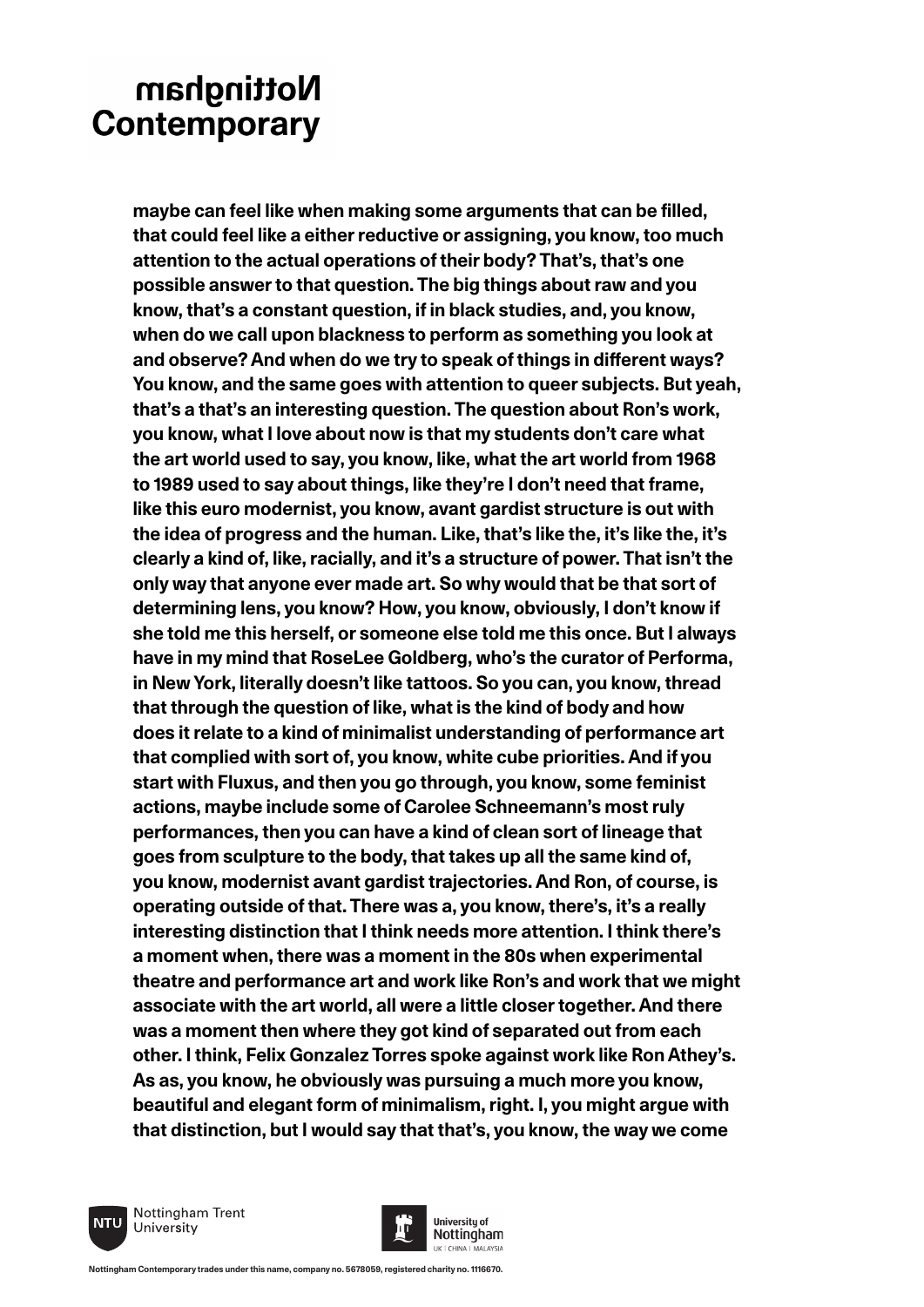maybe can feel like when making some arguments that can be filled, that could feel like a either reductive or assigning, you know, too much attention to the actual operations of their body? That's, that's one possible answer to that question. The big things about raw and you know, that's a constant question, if in black studies, and, you know, when do we call upon blackness to perform as something you look at and observe? And when do we try to speak of things in different ways? You know, and the same goes with attention to queer subjects. But yeah, that's a that's an interesting question. The question about Ron's work, you know, what I love about now is that my students don't care what the art world used to say, you know, like, what the art world from 1968 to 1989 used to say about things, like they're I don't need that frame, like this euro modernist, you know, avant gardist structure is out with the idea of progress and the human. Like, that's like the, it's like the, it's clearly a kind of, like, racially, and it's a structure of power. That isn't the only way that anyone ever made art. So why would that be that sort of determining lens, you know? How, you know, obviously, I don't know if she told me this herself, or someone else told me this once. But I always have in my mind that RoseLee Goldberg, who's the curator of Performa, in New York, literally doesn't like tattoos. So you can, you know, thread that through the question of like, what is the kind of body and how does it relate to a kind of minimalist understanding of performance art that complied with sort of, you know, white cube priorities. And if you start with Fluxus, and then you go through, you know, some feminist actions, maybe include some of Carolee Schneemann's most ruly performances, then you can have a kind of clean sort of lineage that goes from sculpture to the body, that takes up all the same kind of, you know, modernist avant gardist trajectories. And Ron, of course, is operating outside of that. There was a, you know, there's, it's a really interesting distinction that I think needs more attention. I think there's a moment when, there was a moment in the 80s when experimental theatre and performance art and work like Ron's and work that we might associate with the art world, all were a little closer together. And there was a moment then where they got kind of separated out from each other. I think, Felix Gonzalez Torres spoke against work like Ron Athey's. As as, you know, he obviously was pursuing a much more you know, beautiful and elegant form of minimalism, right. I, you might argue with that distinction, but I would say that that's, you know, the way we come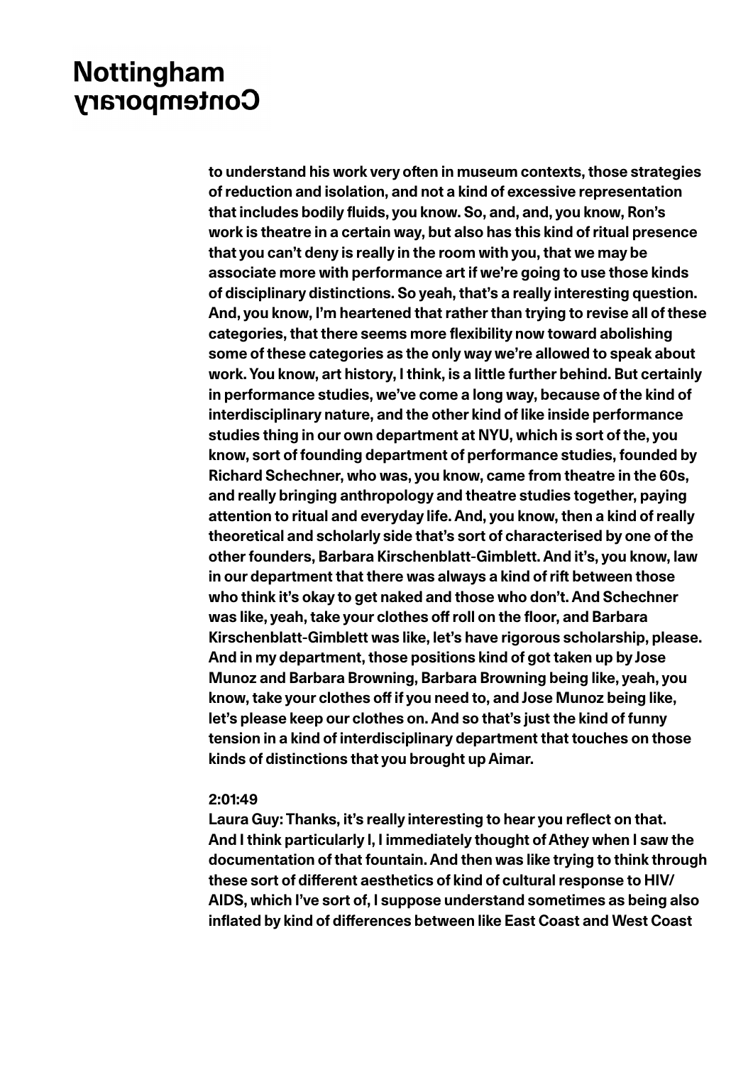to understand his work very often in museum contexts, those strategies of reduction and isolation, and not a kind of excessive representation that includes bodily fluids, you know. So, and, and, you know, Ron's work is theatre in a certain way, but also has this kind of ritual presence that you can't deny is really in the room with you, that we may be associate more with performance art if we're going to use those kinds of disciplinary distinctions. So yeah, that's a really interesting question. And, you know, I'm heartened that rather than trying to revise all of these categories, that there seems more flexibility now toward abolishing some of these categories as the only way we're allowed to speak about work. You know, art history, I think, is a little further behind. But certainly in performance studies, we've come a long way, because of the kind of interdisciplinary nature, and the other kind of like inside performance studies thing in our own department at NYU, which is sort of the, you know, sort of founding department of performance studies, founded by Richard Schechner, who was, you know, came from theatre in the 60s, and really bringing anthropology and theatre studies together, paying attention to ritual and everyday life. And, you know, then a kind of really theoretical and scholarly side that's sort of characterised by one of the other founders, Barbara Kirschenblatt-Gimblett. And it's, you know, law in our department that there was always a kind of rift between those who think it's okay to get naked and those who don't. And Schechner was like, yeah, take your clothes off roll on the floor, and Barbara Kirschenblatt-Gimblett was like, let's have rigorous scholarship, please. And in my department, those positions kind of got taken up by Jose Munoz and Barbara Browning, Barbara Browning being like, yeah, you know, take your clothes off if you need to, and Jose Munoz being like, let's please keep our clothes on. And so that's just the kind of funny tension in a kind of interdisciplinary department that touches on those kinds of distinctions that you brought up Aimar.

2:01:49
Laura Guy: Thanks, it's really interesting to hear you reflect on that. And I think particularly I, I immediately thought of Athey when I saw the documentation of that fountain. And then was like trying to think through these sort of different aesthetics of kind of cultural response to HIV/AIDS, which I've sort of, I suppose understand sometimes as being also inflated by kind of differences between like East Coast and West Coast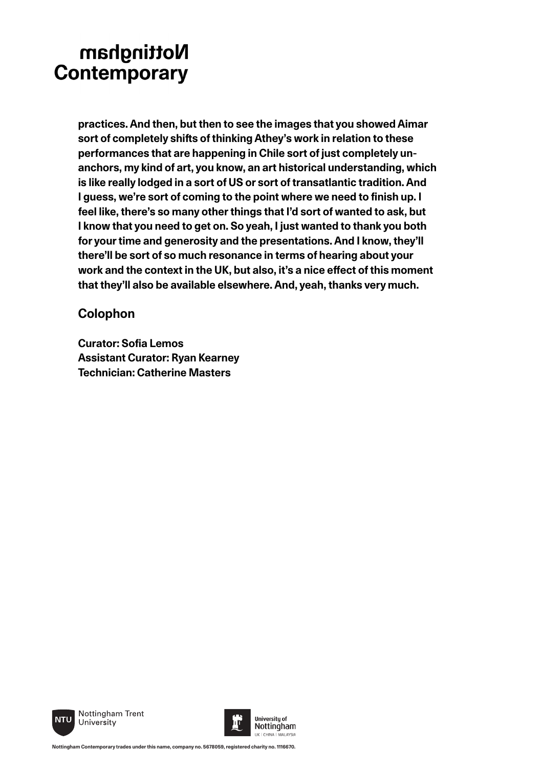**practices. And then, but then to see the images that you showed Aimar sort of completely shifts of thinking Athey's work in relation to these performances that are happening in Chile sort of just completely un-anchors, my kind of art, you know, an art historical understanding, which is like really lodged in a sort of US or sort of transatlantic tradition. And I guess, we're sort of coming to the point where we need to finish up. I feel like, there's so many other things that I'd sort of wanted to ask, but I know that you need to get on. So yeah, I just wanted to thank you both for your time and generosity and the presentations. And I know, they'll there'll be sort of so much resonance in terms of hearing about your work and the context in the UK, but also, it's a nice effect of this moment that they'll also be available elsewhere. And, yeah, thanks very much.**

## Colophon

**Curator: Sofia Lemos**
**Assistant Curator: Ryan Kearney**
**Technician: Catherine Masters**